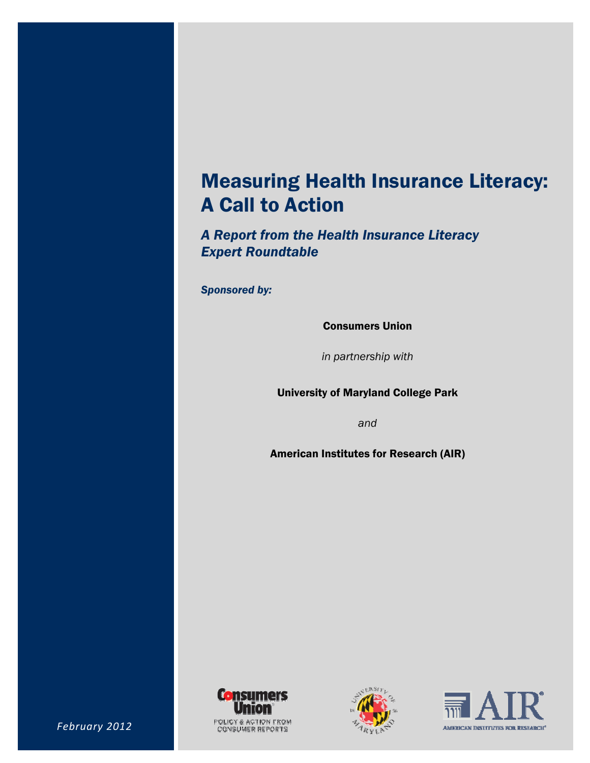# Measuring Health Insurance Literacy: A Call to Action

## *A Report from the Health Insurance Literacy Expert Roundtable*

*Sponsored by:*

**Consumers Union**

*in partnership with*

**University of Maryland College Park**

*and*

**American Institutes for Research (AIR)**

*February 2012*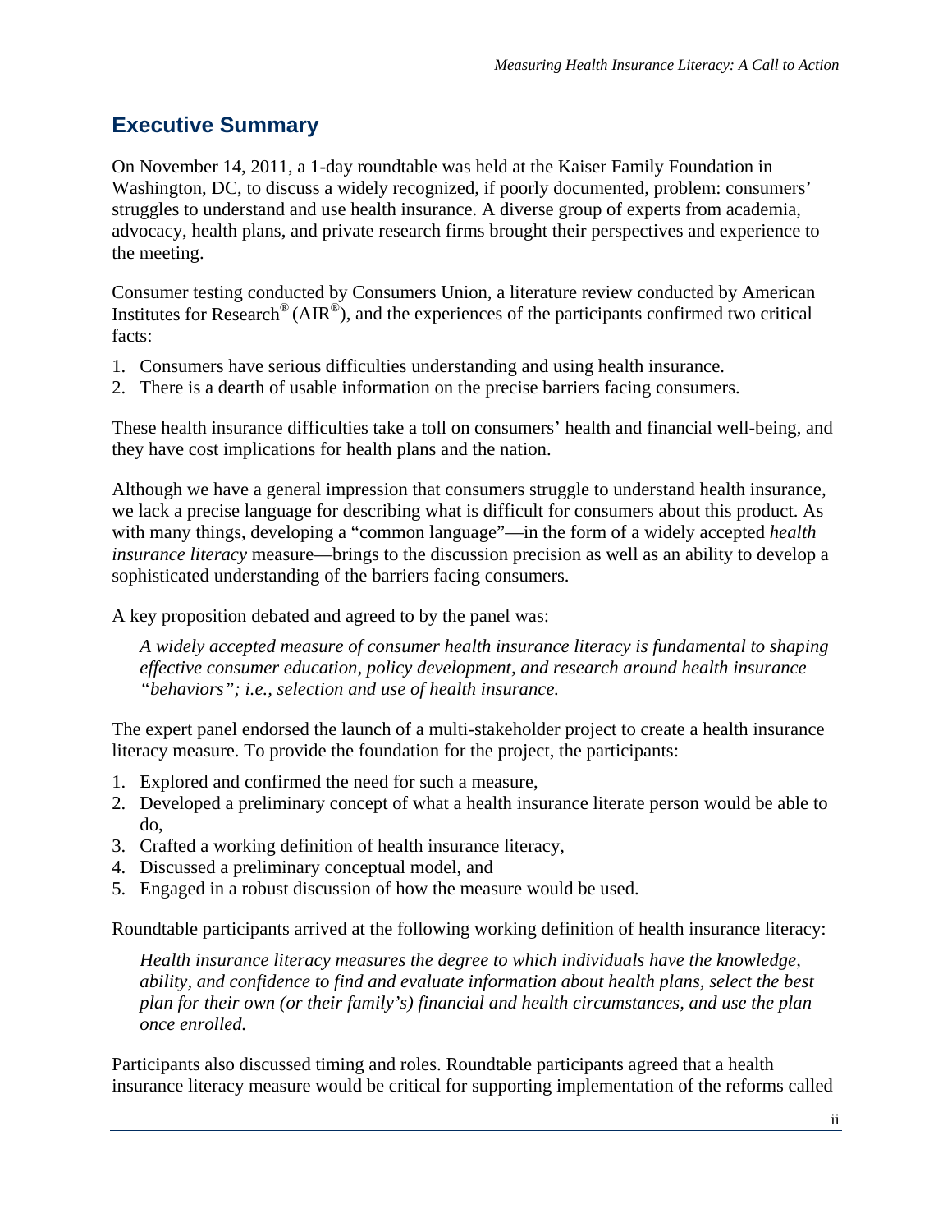## Executive Summary

On November 14, 2011, a 1-day roundtable was held at the Kaiser Family Foundation in Washington, DC, to discuss a widely recognized, if poorly documented, problem: consumers' struggles to understand and use health insurance. A diverse group of experts from academia, advocacy, health plans, and private research firms brought their perspectives and experience to the meeting.

Consumer testing conducted by Consumers Union, a literature review conducted by American Institutes for Research® (AIR®), and the experiences of the participants confirmed two critical facts:

1. Consumers have serious difficulties understanding and using health insurance.
2. There is a dearth of usable information on the precise barriers facing consumers.

These health insurance difficulties take a toll on consumers' health and financial well-being, and they have cost implications for health plans and the nation.

Although we have a general impression that consumers struggle to understand health insurance, we lack a precise language for describing what is difficult for consumers about this product. As with many things, developing a "common language"—in the form of a widely accepted *health insurance literacy* measure—brings to the discussion precision as well as an ability to develop a sophisticated understanding of the barriers facing consumers.

A key proposition debated and agreed to by the panel was:

> *A widely accepted measure of consumer health insurance literacy is fundamental to shaping effective consumer education, policy development, and research around health insurance "behaviors"; i.e., selection and use of health insurance.*

The expert panel endorsed the launch of a multi-stakeholder project to create a health insurance literacy measure. To provide the foundation for the project, the participants:

1. Explored and confirmed the need for such a measure,
2. Developed a preliminary concept of what a health insurance literate person would be able to do,
3. Crafted a working definition of health insurance literacy,
4. Discussed a preliminary conceptual model, and
5. Engaged in a robust discussion of how the measure would be used.

Roundtable participants arrived at the following working definition of health insurance literacy:

> *Health insurance literacy measures the degree to which individuals have the knowledge, ability, and confidence to find and evaluate information about health plans, select the best plan for their own (or their family's) financial and health circumstances, and use the plan once enrolled.*

Participants also discussed timing and roles. Roundtable participants agreed that a health insurance literacy measure would be critical for supporting implementation of the reforms called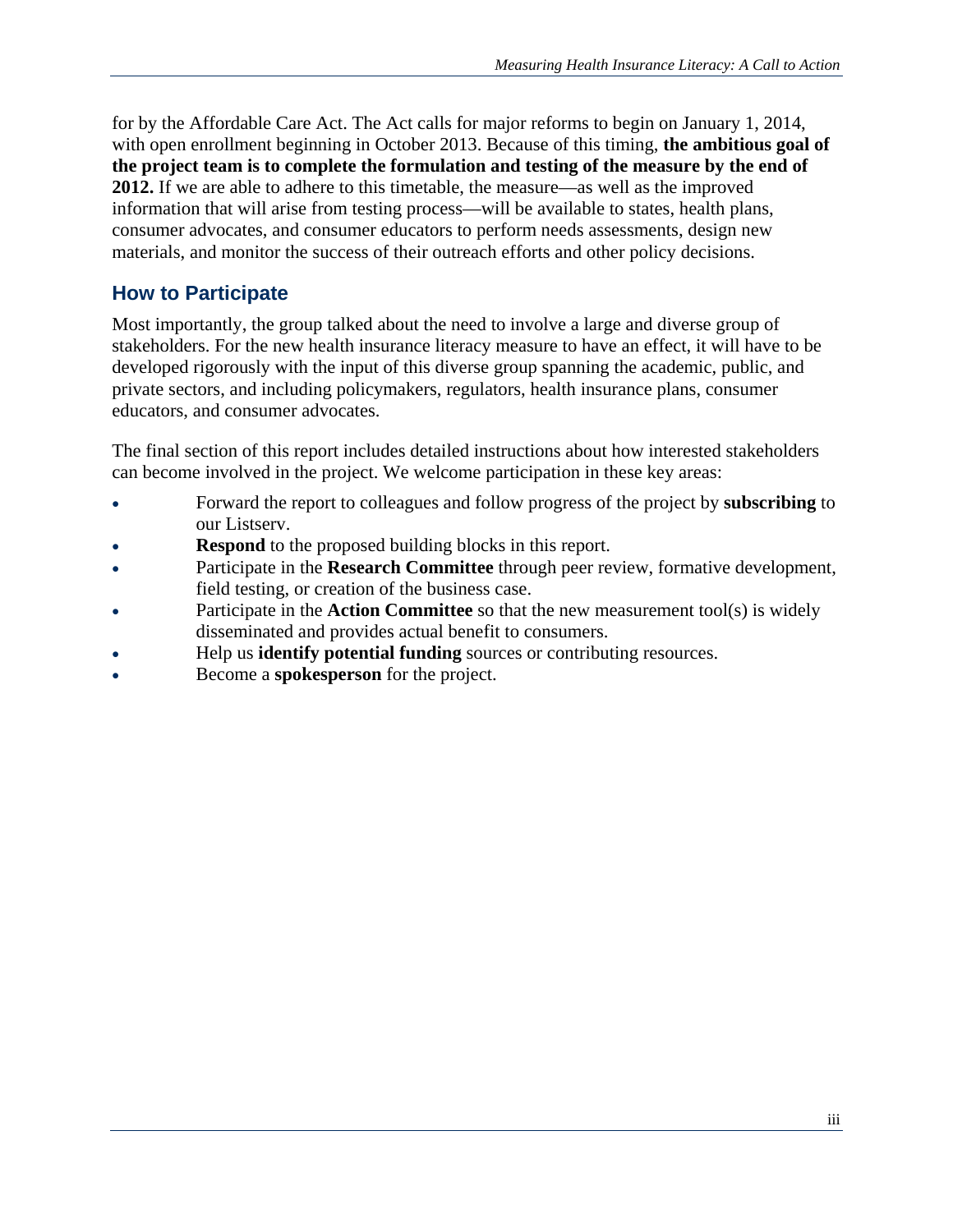for by the Affordable Care Act. The Act calls for major reforms to begin on January 1, 2014, with open enrollment beginning in October 2013. Because of this timing, **the ambitious goal of the project team is to complete the formulation and testing of the measure by the end of 2012.** If we are able to adhere to this timetable, the measure—as well as the improved information that will arise from testing process—will be available to states, health plans, consumer advocates, and consumer educators to perform needs assessments, design new materials, and monitor the success of their outreach efforts and other policy decisions.

## How to Participate

Most importantly, the group talked about the need to involve a large and diverse group of stakeholders. For the new health insurance literacy measure to have an effect, it will have to be developed rigorously with the input of this diverse group spanning the academic, public, and private sectors, and including policymakers, regulators, health insurance plans, consumer educators, and consumer advocates.

The final section of this report includes detailed instructions about how interested stakeholders can become involved in the project. We welcome participation in these key areas:

- Forward the report to colleagues and follow progress of the project by **subscribing** to our Listserv.
- **Respond** to the proposed building blocks in this report.
- Participate in the **Research Committee** through peer review, formative development, field testing, or creation of the business case.
- Participate in the **Action Committee** so that the new measurement tool(s) is widely disseminated and provides actual benefit to consumers.
- Help us **identify potential funding** sources or contributing resources.
- Become a **spokesperson** for the project.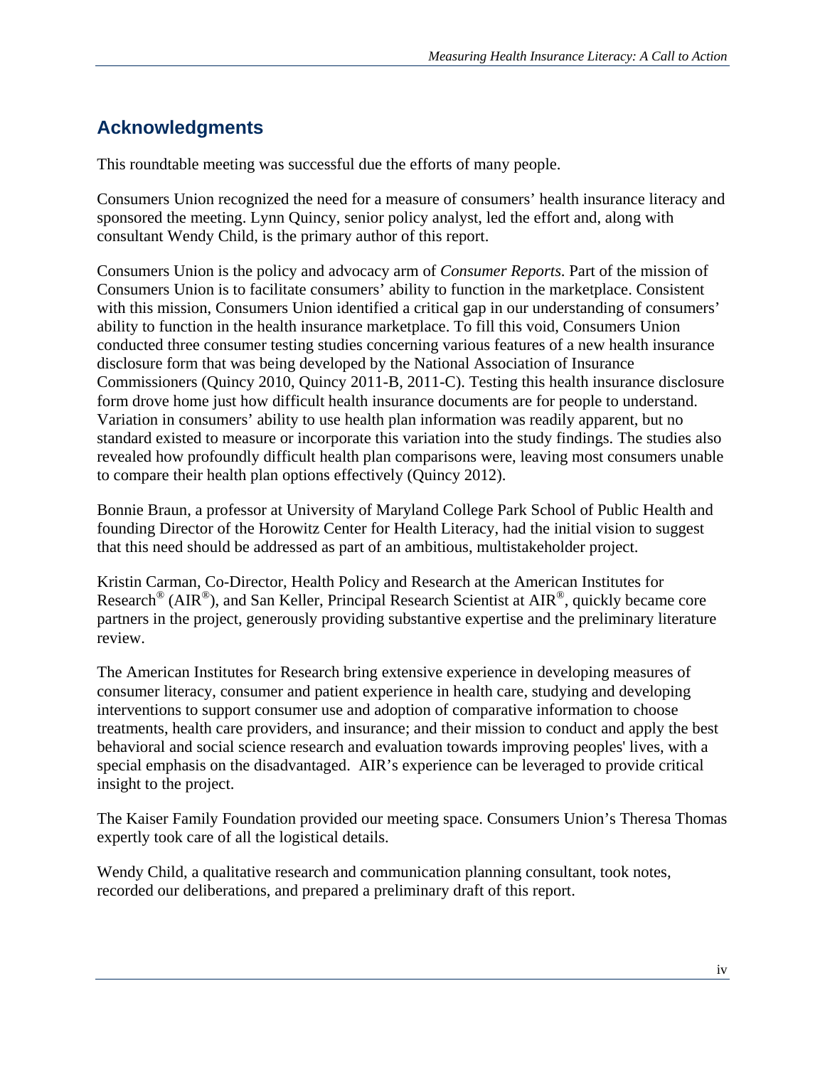## Acknowledgments

This roundtable meeting was successful due the efforts of many people.

Consumers Union recognized the need for a measure of consumers' health insurance literacy and sponsored the meeting. Lynn Quincy, senior policy analyst, led the effort and, along with consultant Wendy Child, is the primary author of this report.

Consumers Union is the policy and advocacy arm of *Consumer Reports*. Part of the mission of Consumers Union is to facilitate consumers' ability to function in the marketplace. Consistent with this mission, Consumers Union identified a critical gap in our understanding of consumers' ability to function in the health insurance marketplace. To fill this void, Consumers Union conducted three consumer testing studies concerning various features of a new health insurance disclosure form that was being developed by the National Association of Insurance Commissioners (Quincy 2010, Quincy 2011-B, 2011-C). Testing this health insurance disclosure form drove home just how difficult health insurance documents are for people to understand. Variation in consumers' ability to use health plan information was readily apparent, but no standard existed to measure or incorporate this variation into the study findings. The studies also revealed how profoundly difficult health plan comparisons were, leaving most consumers unable to compare their health plan options effectively (Quincy 2012).

Bonnie Braun, a professor at University of Maryland College Park School of Public Health and founding Director of the Horowitz Center for Health Literacy, had the initial vision to suggest that this need should be addressed as part of an ambitious, multistakeholder project.

Kristin Carman, Co-Director, Health Policy and Research at the American Institutes for Research® (AIR®), and San Keller, Principal Research Scientist at AIR®, quickly became core partners in the project, generously providing substantive expertise and the preliminary literature review.

The American Institutes for Research bring extensive experience in developing measures of consumer literacy, consumer and patient experience in health care, studying and developing interventions to support consumer use and adoption of comparative information to choose treatments, health care providers, and insurance; and their mission to conduct and apply the best behavioral and social science research and evaluation towards improving peoples' lives, with a special emphasis on the disadvantaged. AIR's experience can be leveraged to provide critical insight to the project.

The Kaiser Family Foundation provided our meeting space. Consumers Union's Theresa Thomas expertly took care of all the logistical details.

Wendy Child, a qualitative research and communication planning consultant, took notes, recorded our deliberations, and prepared a preliminary draft of this report.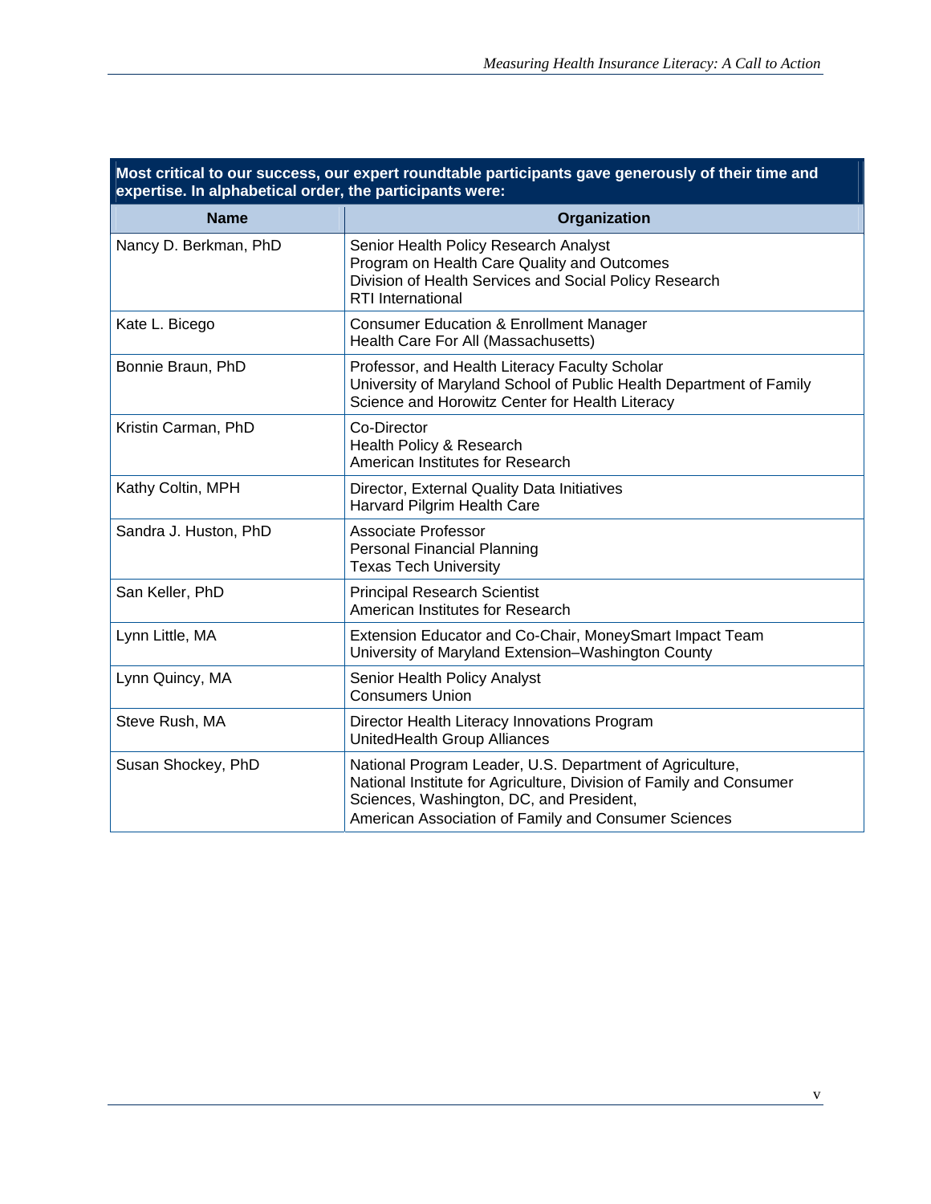**Most critical to our success, our expert roundtable participants gave generously of their time and expertise. In alphabetical order, the participants were:**

| Name | Organization |
|---|---|
| Nancy D. Berkman, PhD | Senior Health Policy Research Analyst<br>Program on Health Care Quality and Outcomes<br>Division of Health Services and Social Policy Research<br>RTI International |
| Kate L. Bicego | Consumer Education & Enrollment Manager<br>Health Care For All (Massachusetts) |
| Bonnie Braun, PhD | Professor, and Health Literacy Faculty Scholar<br>University of Maryland School of Public Health Department of Family Science and Horowitz Center for Health Literacy |
| Kristin Carman, PhD | Co-Director<br>Health Policy & Research<br>American Institutes for Research |
| Kathy Coltin, MPH | Director, External Quality Data Initiatives<br>Harvard Pilgrim Health Care |
| Sandra J. Huston, PhD | Associate Professor<br>Personal Financial Planning<br>Texas Tech University |
| San Keller, PhD | Principal Research Scientist<br>American Institutes for Research |
| Lynn Little, MA | Extension Educator and Co-Chair, MoneySmart Impact Team<br>University of Maryland Extension–Washington County |
| Lynn Quincy, MA | Senior Health Policy Analyst<br>Consumers Union |
| Steve Rush, MA | Director Health Literacy Innovations Program<br>UnitedHealth Group Alliances |
| Susan Shockey, PhD | National Program Leader, U.S. Department of Agriculture, National Institute for Agriculture, Division of Family and Consumer Sciences, Washington, DC, and President,<br>American Association of Family and Consumer Sciences |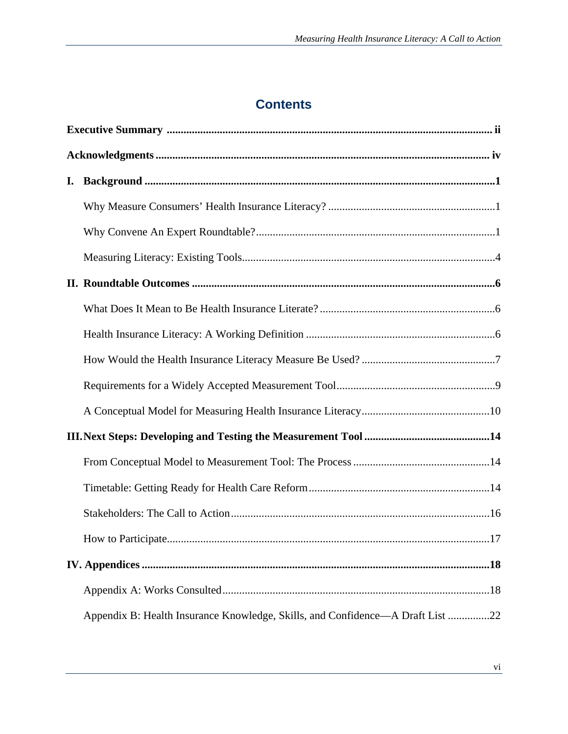# Contents

**Executive Summary** .................................................................................................................. ii

**Acknowledgments** ..................................................................................................................... iv

**I. Background** ...........................................................................................................................1

Why Measure Consumers' Health Insurance Literacy? ..........................................................1

Why Convene An Expert Roundtable?....................................................................................1

Measuring Literacy: Existing Tools..........................................................................................4

**II. Roundtable Outcomes** ..........................................................................................................6

What Does It Mean to Be Health Insurance Literate? ..............................................................6

Health Insurance Literacy: A Working Definition ...................................................................6

How Would the Health Insurance Literacy Measure Be Used? ...............................................7

Requirements for a Widely Accepted Measurement Tool........................................................9

A Conceptual Model for Measuring Health Insurance Literacy.............................................10

**III. Next Steps: Developing and Testing the Measurement Tool** ...........................................14

From Conceptual Model to Measurement Tool: The Process ................................................14

Timetable: Getting Ready for Health Care Reform................................................................14

Stakeholders: The Call to Action............................................................................................16

How to Participate..................................................................................................................17

**IV. Appendices** ..........................................................................................................................18

Appendix A: Works Consulted...............................................................................................18

Appendix B: Health Insurance Knowledge, Skills, and Confidence—A Draft List ..............22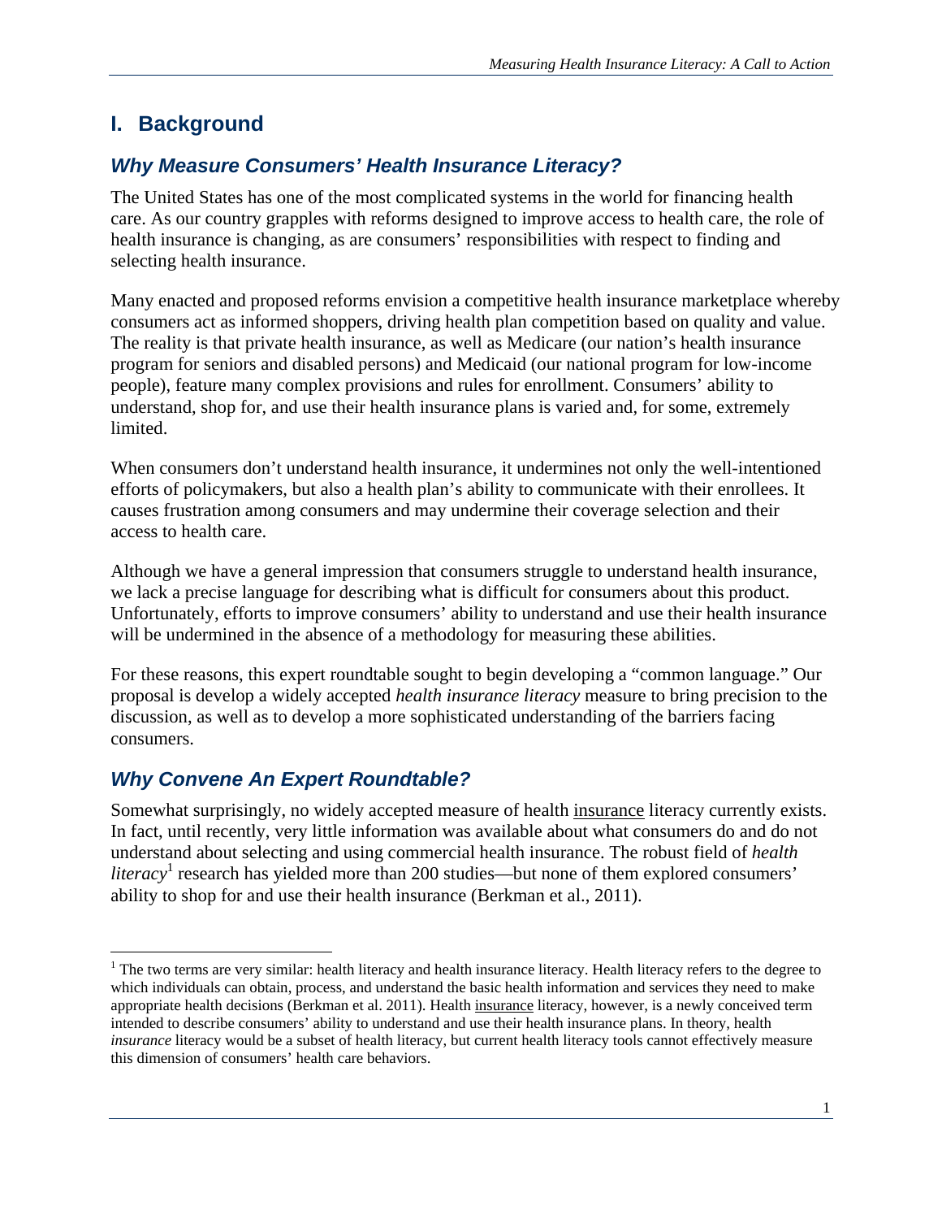# I. Background

## *Why Measure Consumers' Health Insurance Literacy?*

The United States has one of the most complicated systems in the world for financing health care. As our country grapples with reforms designed to improve access to health care, the role of health insurance is changing, as are consumers' responsibilities with respect to finding and selecting health insurance.

Many enacted and proposed reforms envision a competitive health insurance marketplace whereby consumers act as informed shoppers, driving health plan competition based on quality and value. The reality is that private health insurance, as well as Medicare (our nation's health insurance program for seniors and disabled persons) and Medicaid (our national program for low-income people), feature many complex provisions and rules for enrollment. Consumers' ability to understand, shop for, and use their health insurance plans is varied and, for some, extremely limited.

When consumers don't understand health insurance, it undermines not only the well-intentioned efforts of policymakers, but also a health plan's ability to communicate with their enrollees. It causes frustration among consumers and may undermine their coverage selection and their access to health care.

Although we have a general impression that consumers struggle to understand health insurance, we lack a precise language for describing what is difficult for consumers about this product. Unfortunately, efforts to improve consumers' ability to understand and use their health insurance will be undermined in the absence of a methodology for measuring these abilities.

For these reasons, this expert roundtable sought to begin developing a "common language." Our proposal is develop a widely accepted *health insurance literacy* measure to bring precision to the discussion, as well as to develop a more sophisticated understanding of the barriers facing consumers.

## *Why Convene An Expert Roundtable?*

Somewhat surprisingly, no widely accepted measure of health insurance literacy currently exists. In fact, until recently, very little information was available about what consumers do and do not understand about selecting and using commercial health insurance. The robust field of *health literacy*[1] research has yielded more than 200 studies—but none of them explored consumers' ability to shop for and use their health insurance (Berkman et al., 2011).

---

[1] The two terms are very similar: health literacy and health insurance literacy. Health literacy refers to the degree to which individuals can obtain, process, and understand the basic health information and services they need to make appropriate health decisions (Berkman et al. 2011). Health insurance literacy, however, is a newly conceived term intended to describe consumers' ability to understand and use their health insurance plans. In theory, health *insurance* literacy would be a subset of health literacy, but current health literacy tools cannot effectively measure this dimension of consumers' health care behaviors.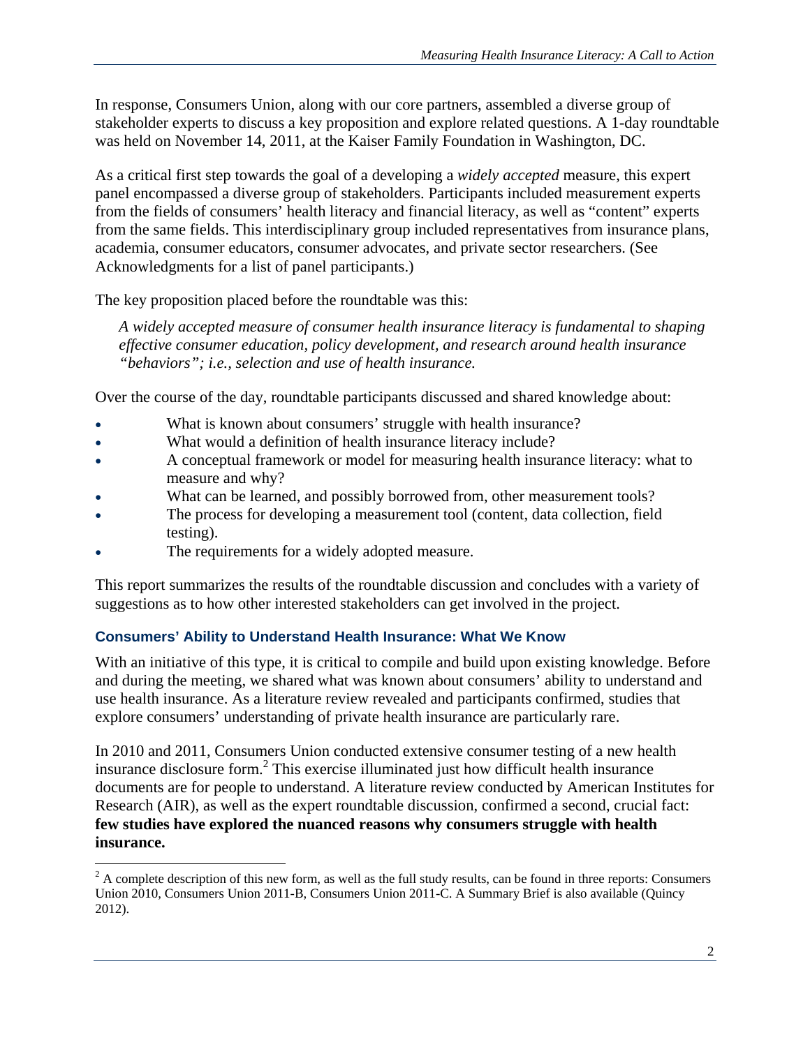In response, Consumers Union, along with our core partners, assembled a diverse group of stakeholder experts to discuss a key proposition and explore related questions. A 1-day roundtable was held on November 14, 2011, at the Kaiser Family Foundation in Washington, DC.

As a critical first step towards the goal of a developing a *widely accepted* measure, this expert panel encompassed a diverse group of stakeholders. Participants included measurement experts from the fields of consumers' health literacy and financial literacy, as well as "content" experts from the same fields. This interdisciplinary group included representatives from insurance plans, academia, consumer educators, consumer advocates, and private sector researchers. (See Acknowledgments for a list of panel participants.)

The key proposition placed before the roundtable was this:

> *A widely accepted measure of consumer health insurance literacy is fundamental to shaping effective consumer education, policy development, and research around health insurance "behaviors"; i.e., selection and use of health insurance.*

Over the course of the day, roundtable participants discussed and shared knowledge about:

- What is known about consumers' struggle with health insurance?
- What would a definition of health insurance literacy include?
- A conceptual framework or model for measuring health insurance literacy: what to measure and why?
- What can be learned, and possibly borrowed from, other measurement tools?
- The process for developing a measurement tool (content, data collection, field testing).
- The requirements for a widely adopted measure.

This report summarizes the results of the roundtable discussion and concludes with a variety of suggestions as to how other interested stakeholders can get involved in the project.

### Consumers' Ability to Understand Health Insurance: What We Know

With an initiative of this type, it is critical to compile and build upon existing knowledge. Before and during the meeting, we shared what was known about consumers' ability to understand and use health insurance. As a literature review revealed and participants confirmed, studies that explore consumers' understanding of private health insurance are particularly rare.

In 2010 and 2011, Consumers Union conducted extensive consumer testing of a new health insurance disclosure form.[2] This exercise illuminated just how difficult health insurance documents are for people to understand. A literature review conducted by American Institutes for Research (AIR), as well as the expert roundtable discussion, confirmed a second, crucial fact: **few studies have explored the nuanced reasons why consumers struggle with health insurance.**

---

[2] A complete description of this new form, as well as the full study results, can be found in three reports: Consumers Union 2010, Consumers Union 2011-B, Consumers Union 2011-C. A Summary Brief is also available (Quincy 2012).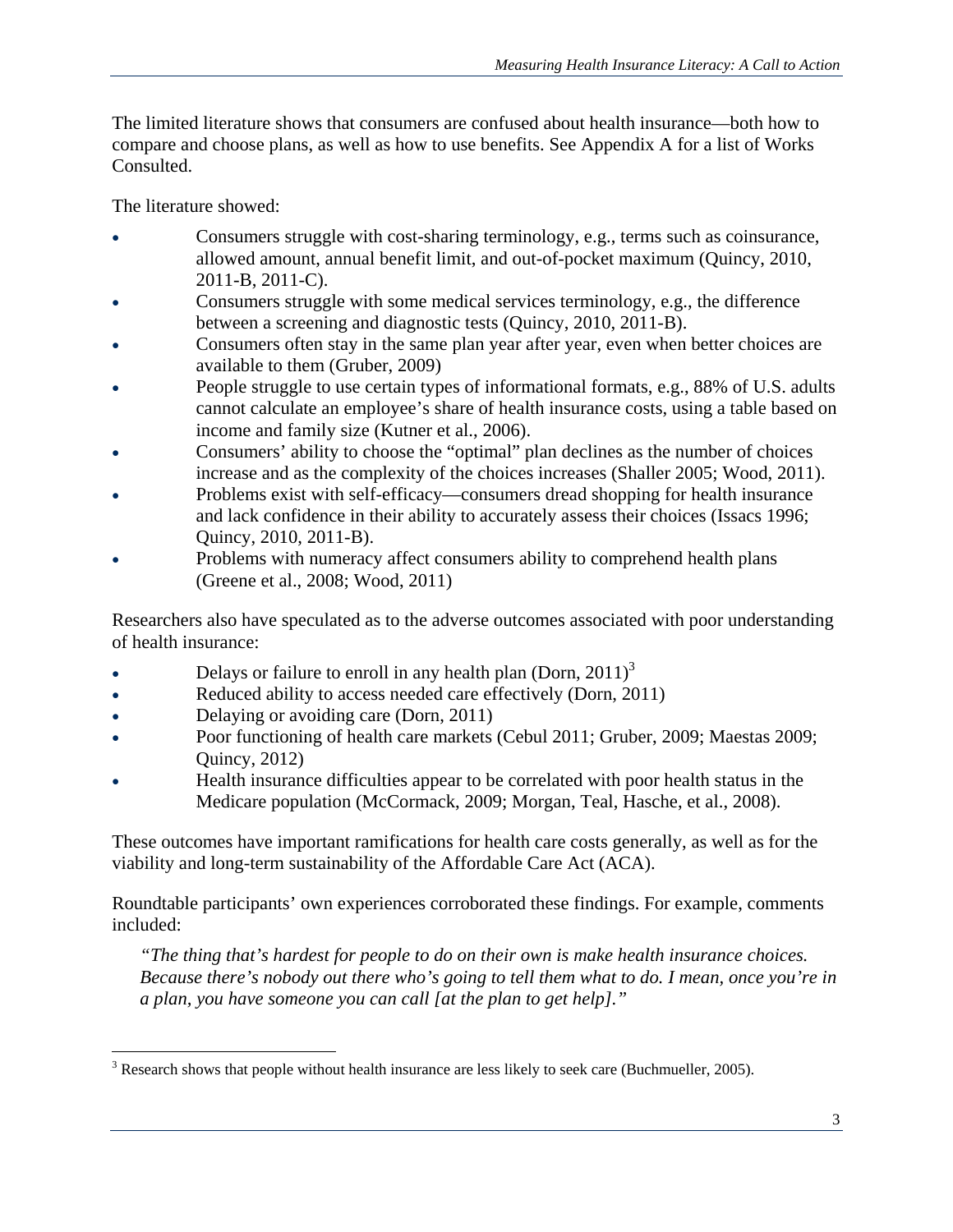The limited literature shows that consumers are confused about health insurance—both how to compare and choose plans, as well as how to use benefits. See Appendix A for a list of Works Consulted.

The literature showed:

- Consumers struggle with cost-sharing terminology, e.g., terms such as coinsurance, allowed amount, annual benefit limit, and out-of-pocket maximum (Quincy, 2010, 2011-B, 2011-C).
- Consumers struggle with some medical services terminology, e.g., the difference between a screening and diagnostic tests (Quincy, 2010, 2011-B).
- Consumers often stay in the same plan year after year, even when better choices are available to them (Gruber, 2009)
- People struggle to use certain types of informational formats, e.g., 88% of U.S. adults cannot calculate an employee's share of health insurance costs, using a table based on income and family size (Kutner et al., 2006).
- Consumers' ability to choose the "optimal" plan declines as the number of choices increase and as the complexity of the choices increases (Shaller 2005; Wood, 2011).
- Problems exist with self-efficacy—consumers dread shopping for health insurance and lack confidence in their ability to accurately assess their choices (Issacs 1996; Quincy, 2010, 2011-B).
- Problems with numeracy affect consumers ability to comprehend health plans (Greene et al., 2008; Wood, 2011)

Researchers also have speculated as to the adverse outcomes associated with poor understanding of health insurance:

- Delays or failure to enroll in any health plan (Dorn, 2011)[3]
- Reduced ability to access needed care effectively (Dorn, 2011)
- Delaying or avoiding care (Dorn, 2011)
- Poor functioning of health care markets (Cebul 2011; Gruber, 2009; Maestas 2009; Quincy, 2012)
- Health insurance difficulties appear to be correlated with poor health status in the Medicare population (McCormack, 2009; Morgan, Teal, Hasche, et al., 2008).

These outcomes have important ramifications for health care costs generally, as well as for the viability and long-term sustainability of the Affordable Care Act (ACA).

Roundtable participants' own experiences corroborated these findings. For example, comments included:

> *"The thing that's hardest for people to do on their own is make health insurance choices. Because there's nobody out there who's going to tell them what to do. I mean, once you're in a plan, you have someone you can call [at the plan to get help]."*

---

[3] Research shows that people without health insurance are less likely to seek care (Buchmueller, 2005).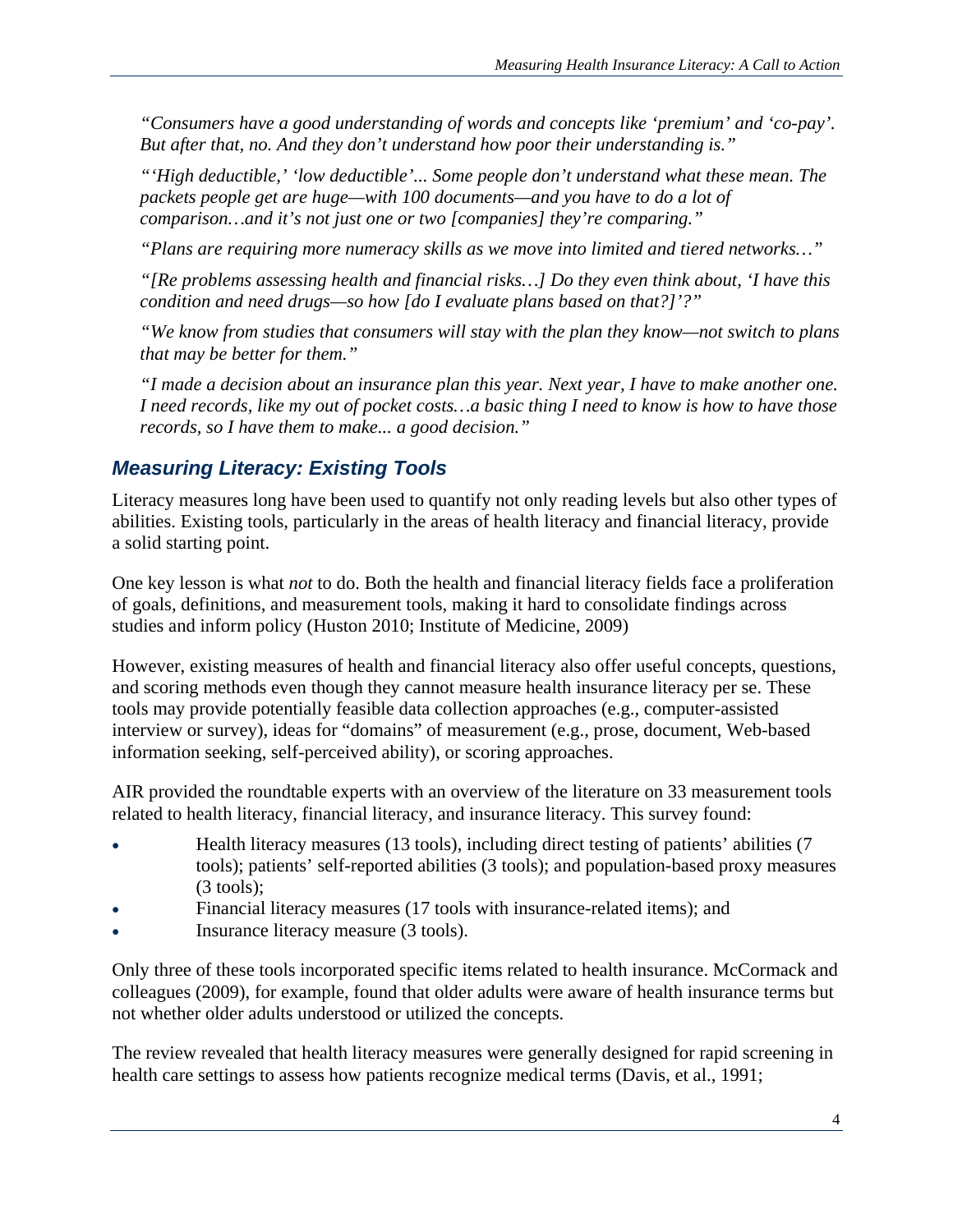*"Consumers have a good understanding of words and concepts like 'premium' and 'co-pay'. But after that, no. And they don't understand how poor their understanding is."*

*"'High deductible,' 'low deductible'... Some people don't understand what these mean. The packets people get are huge—with 100 documents—and you have to do a lot of comparison…and it's not just one or two [companies] they're comparing."*

*"Plans are requiring more numeracy skills as we move into limited and tiered networks…"*

*"[Re problems assessing health and financial risks…] Do they even think about, 'I have this condition and need drugs—so how [do I evaluate plans based on that?]'?"*

*"We know from studies that consumers will stay with the plan they know—not switch to plans that may be better for them."*

*"I made a decision about an insurance plan this year. Next year, I have to make another one. I need records, like my out of pocket costs…a basic thing I need to know is how to have those records, so I have them to make... a good decision."*

## *Measuring Literacy: Existing Tools*

Literacy measures long have been used to quantify not only reading levels but also other types of abilities. Existing tools, particularly in the areas of health literacy and financial literacy, provide a solid starting point.

One key lesson is what *not* to do. Both the health and financial literacy fields face a proliferation of goals, definitions, and measurement tools, making it hard to consolidate findings across studies and inform policy (Huston 2010; Institute of Medicine, 2009)

However, existing measures of health and financial literacy also offer useful concepts, questions, and scoring methods even though they cannot measure health insurance literacy per se. These tools may provide potentially feasible data collection approaches (e.g., computer-assisted interview or survey), ideas for "domains" of measurement (e.g., prose, document, Web-based information seeking, self-perceived ability), or scoring approaches.

AIR provided the roundtable experts with an overview of the literature on 33 measurement tools related to health literacy, financial literacy, and insurance literacy. This survey found:

- Health literacy measures (13 tools), including direct testing of patients' abilities (7 tools); patients' self-reported abilities (3 tools); and population-based proxy measures (3 tools);
- Financial literacy measures (17 tools with insurance-related items); and
- Insurance literacy measure (3 tools).

Only three of these tools incorporated specific items related to health insurance. McCormack and colleagues (2009), for example, found that older adults were aware of health insurance terms but not whether older adults understood or utilized the concepts.

The review revealed that health literacy measures were generally designed for rapid screening in health care settings to assess how patients recognize medical terms (Davis, et al., 1991;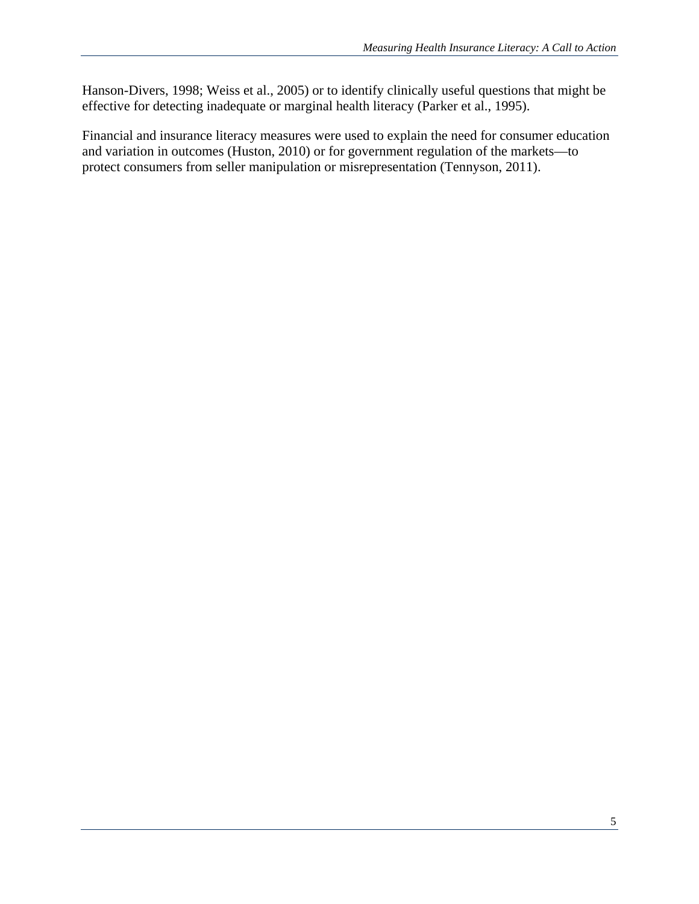Hanson-Divers, 1998; Weiss et al., 2005) or to identify clinically useful questions that might be effective for detecting inadequate or marginal health literacy (Parker et al., 1995).

Financial and insurance literacy measures were used to explain the need for consumer education and variation in outcomes (Huston, 2010) or for government regulation of the markets—to protect consumers from seller manipulation or misrepresentation (Tennyson, 2011).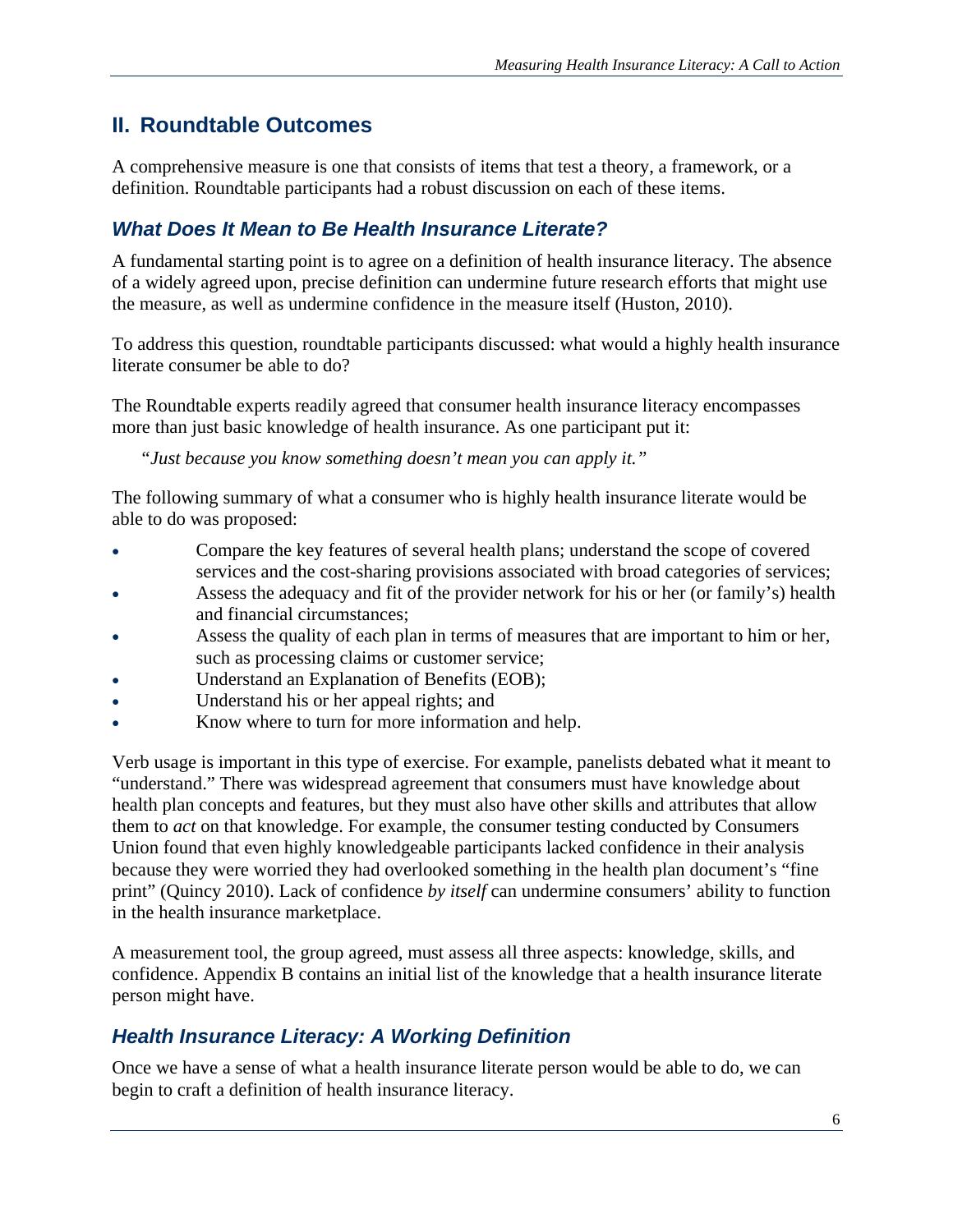## II. Roundtable Outcomes

A comprehensive measure is one that consists of items that test a theory, a framework, or a definition. Roundtable participants had a robust discussion on each of these items.

### *What Does It Mean to Be Health Insurance Literate?*

A fundamental starting point is to agree on a definition of health insurance literacy. The absence of a widely agreed upon, precise definition can undermine future research efforts that might use the measure, as well as undermine confidence in the measure itself (Huston, 2010).

To address this question, roundtable participants discussed: what would a highly health insurance literate consumer be able to do?

The Roundtable experts readily agreed that consumer health insurance literacy encompasses more than just basic knowledge of health insurance. As one participant put it:

> *"Just because you know something doesn't mean you can apply it."*

The following summary of what a consumer who is highly health insurance literate would be able to do was proposed:

- Compare the key features of several health plans; understand the scope of covered services and the cost-sharing provisions associated with broad categories of services;
- Assess the adequacy and fit of the provider network for his or her (or family's) health and financial circumstances;
- Assess the quality of each plan in terms of measures that are important to him or her, such as processing claims or customer service;
- Understand an Explanation of Benefits (EOB);
- Understand his or her appeal rights; and
- Know where to turn for more information and help.

Verb usage is important in this type of exercise. For example, panelists debated what it meant to "understand." There was widespread agreement that consumers must have knowledge about health plan concepts and features, but they must also have other skills and attributes that allow them to *act* on that knowledge. For example, the consumer testing conducted by Consumers Union found that even highly knowledgeable participants lacked confidence in their analysis because they were worried they had overlooked something in the health plan document's "fine print" (Quincy 2010). Lack of confidence *by itself* can undermine consumers' ability to function in the health insurance marketplace.

A measurement tool, the group agreed, must assess all three aspects: knowledge, skills, and confidence. Appendix B contains an initial list of the knowledge that a health insurance literate person might have.

### *Health Insurance Literacy: A Working Definition*

Once we have a sense of what a health insurance literate person would be able to do, we can begin to craft a definition of health insurance literacy.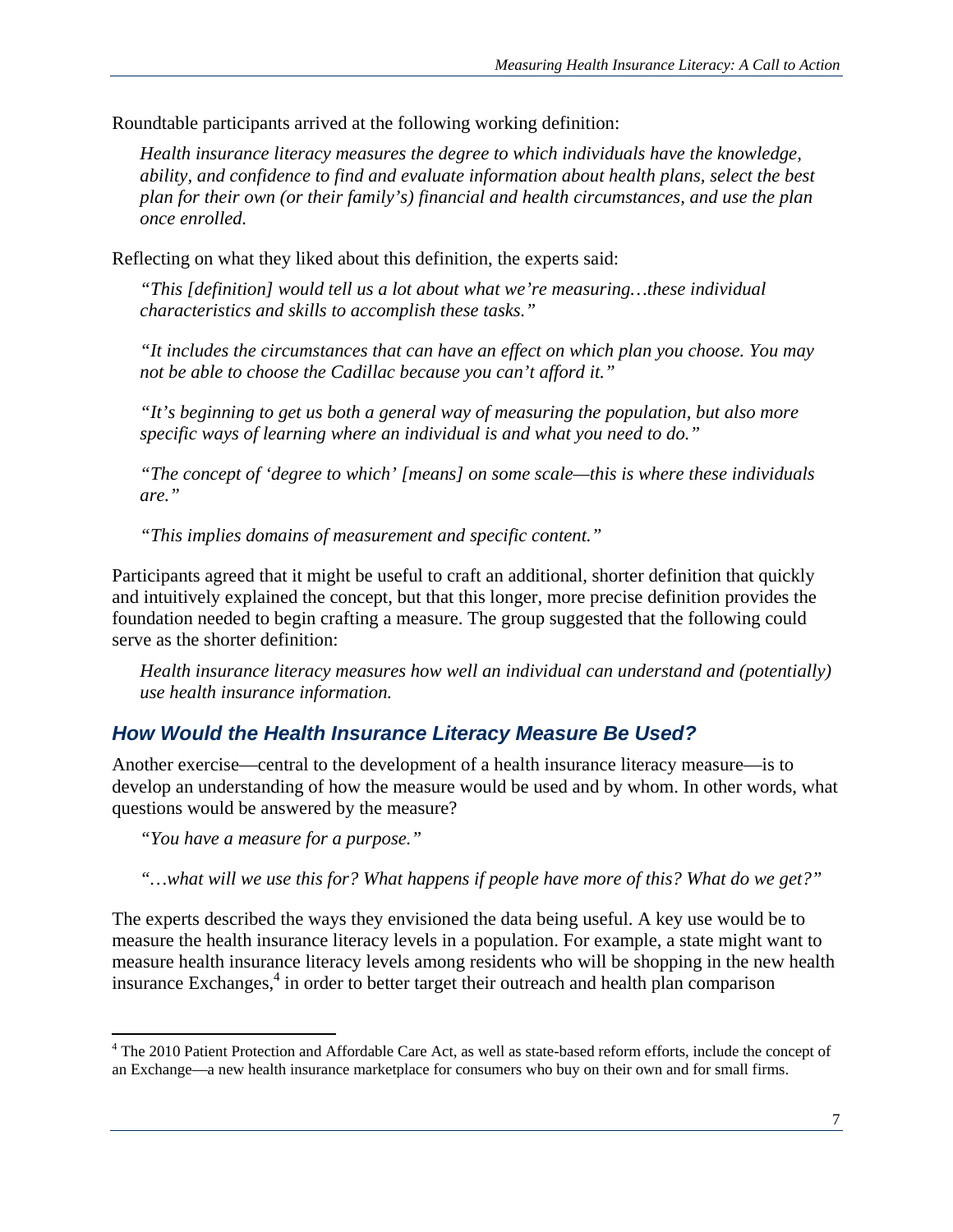Roundtable participants arrived at the following working definition:

> *Health insurance literacy measures the degree to which individuals have the knowledge, ability, and confidence to find and evaluate information about health plans, select the best plan for their own (or their family's) financial and health circumstances, and use the plan once enrolled.*

Reflecting on what they liked about this definition, the experts said:

> *"This [definition] would tell us a lot about what we're measuring…these individual characteristics and skills to accomplish these tasks."*
>
> *"It includes the circumstances that can have an effect on which plan you choose. You may not be able to choose the Cadillac because you can't afford it."*
>
> *"It's beginning to get us both a general way of measuring the population, but also more specific ways of learning where an individual is and what you need to do."*
>
> *"The concept of 'degree to which' [means] on some scale—this is where these individuals are."*
>
> *"This implies domains of measurement and specific content."*

Participants agreed that it might be useful to craft an additional, shorter definition that quickly and intuitively explained the concept, but that this longer, more precise definition provides the foundation needed to begin crafting a measure. The group suggested that the following could serve as the shorter definition:

> *Health insurance literacy measures how well an individual can understand and (potentially) use health insurance information.*

## *How Would the Health Insurance Literacy Measure Be Used?*

Another exercise—central to the development of a health insurance literacy measure—is to develop an understanding of how the measure would be used and by whom. In other words, what questions would be answered by the measure?

> *"You have a measure for a purpose."*
>
> *"…what will we use this for? What happens if people have more of this? What do we get?"*

The experts described the ways they envisioned the data being useful. A key use would be to measure the health insurance literacy levels in a population. For example, a state might want to measure health insurance literacy levels among residents who will be shopping in the new health insurance Exchanges,[4] in order to better target their outreach and health plan comparison

[4] The 2010 Patient Protection and Affordable Care Act, as well as state-based reform efforts, include the concept of an Exchange—a new health insurance marketplace for consumers who buy on their own and for small firms.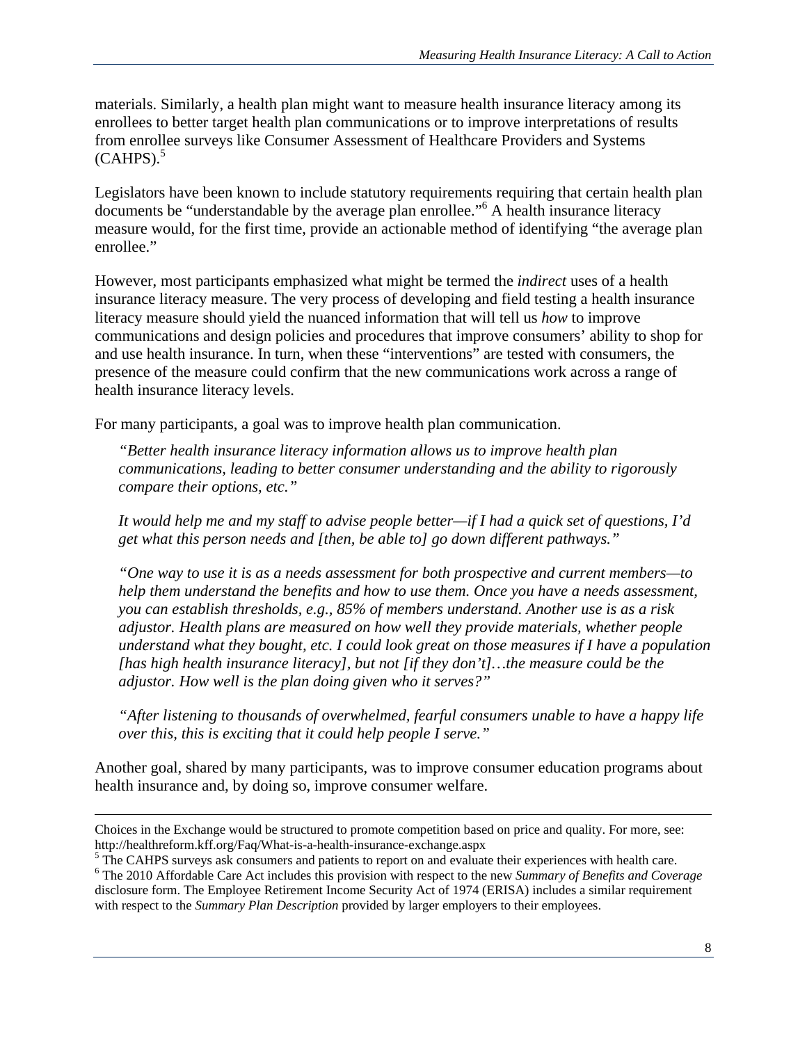materials. Similarly, a health plan might want to measure health insurance literacy among its enrollees to better target health plan communications or to improve interpretations of results from enrollee surveys like Consumer Assessment of Healthcare Providers and Systems (CAHPS).[5]

Legislators have been known to include statutory requirements requiring that certain health plan documents be "understandable by the average plan enrollee."[6] A health insurance literacy measure would, for the first time, provide an actionable method of identifying "the average plan enrollee."

However, most participants emphasized what might be termed the *indirect* uses of a health insurance literacy measure. The very process of developing and field testing a health insurance literacy measure should yield the nuanced information that will tell us *how* to improve communications and design policies and procedures that improve consumers' ability to shop for and use health insurance. In turn, when these "interventions" are tested with consumers, the presence of the measure could confirm that the new communications work across a range of health insurance literacy levels.

For many participants, a goal was to improve health plan communication.

> *"Better health insurance literacy information allows us to improve health plan communications, leading to better consumer understanding and the ability to rigorously compare their options, etc."*
>
> *It would help me and my staff to advise people better—if I had a quick set of questions, I'd get what this person needs and [then, be able to] go down different pathways."*
>
> *"One way to use it is as a needs assessment for both prospective and current members—to help them understand the benefits and how to use them. Once you have a needs assessment, you can establish thresholds, e.g., 85% of members understand. Another use is as a risk adjustor. Health plans are measured on how well they provide materials, whether people understand what they bought, etc. I could look great on those measures if I have a population [has high health insurance literacy], but not [if they don't]…the measure could be the adjustor. How well is the plan doing given who it serves?"*
>
> *"After listening to thousands of overwhelmed, fearful consumers unable to have a happy life over this, this is exciting that it could help people I serve."*

Another goal, shared by many participants, was to improve consumer education programs about health insurance and, by doing so, improve consumer welfare.

---

Choices in the Exchange would be structured to promote competition based on price and quality. For more, see: http://healthreform.kff.org/Faq/What-is-a-health-insurance-exchange.aspx

[5] The CAHPS surveys ask consumers and patients to report on and evaluate their experiences with health care.

[6] The 2010 Affordable Care Act includes this provision with respect to the new *Summary of Benefits and Coverage* disclosure form. The Employee Retirement Income Security Act of 1974 (ERISA) includes a similar requirement with respect to the *Summary Plan Description* provided by larger employers to their employees.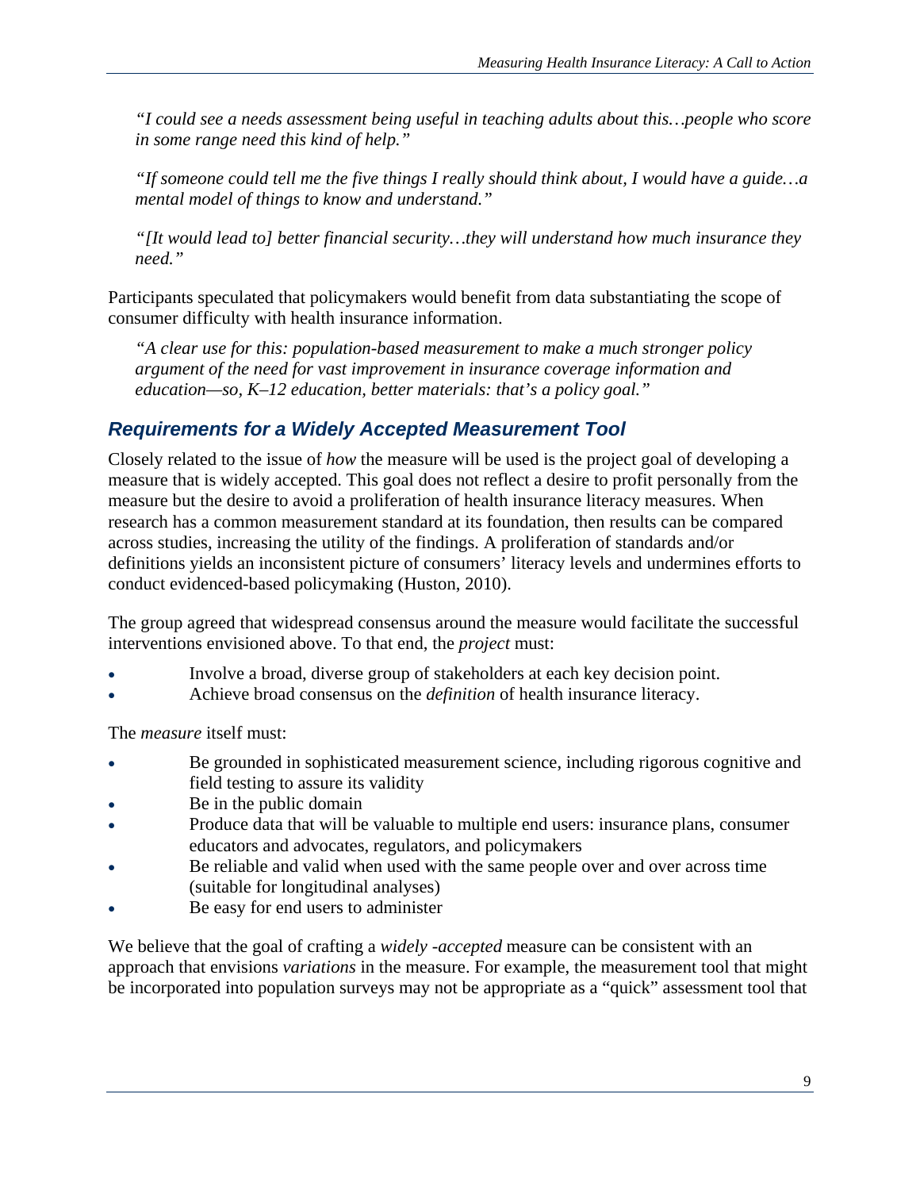*"I could see a needs assessment being useful in teaching adults about this…people who score in some range need this kind of help."*

*"If someone could tell me the five things I really should think about, I would have a guide…a mental model of things to know and understand."*

*"[It would lead to] better financial security…they will understand how much insurance they need."*

Participants speculated that policymakers would benefit from data substantiating the scope of consumer difficulty with health insurance information.

*"A clear use for this: population-based measurement to make a much stronger policy argument of the need for vast improvement in insurance coverage information and education—so, K–12 education, better materials: that's a policy goal."*

### *Requirements for a Widely Accepted Measurement Tool*

Closely related to the issue of *how* the measure will be used is the project goal of developing a measure that is widely accepted. This goal does not reflect a desire to profit personally from the measure but the desire to avoid a proliferation of health insurance literacy measures. When research has a common measurement standard at its foundation, then results can be compared across studies, increasing the utility of the findings. A proliferation of standards and/or definitions yields an inconsistent picture of consumers' literacy levels and undermines efforts to conduct evidenced-based policymaking (Huston, 2010).

The group agreed that widespread consensus around the measure would facilitate the successful interventions envisioned above. To that end, the *project* must:

- Involve a broad, diverse group of stakeholders at each key decision point.
- Achieve broad consensus on the *definition* of health insurance literacy.

The *measure* itself must:

- Be grounded in sophisticated measurement science, including rigorous cognitive and field testing to assure its validity
- Be in the public domain
- Produce data that will be valuable to multiple end users: insurance plans, consumer educators and advocates, regulators, and policymakers
- Be reliable and valid when used with the same people over and over across time (suitable for longitudinal analyses)
- Be easy for end users to administer

We believe that the goal of crafting a *widely -accepted* measure can be consistent with an approach that envisions *variations* in the measure. For example, the measurement tool that might be incorporated into population surveys may not be appropriate as a "quick" assessment tool that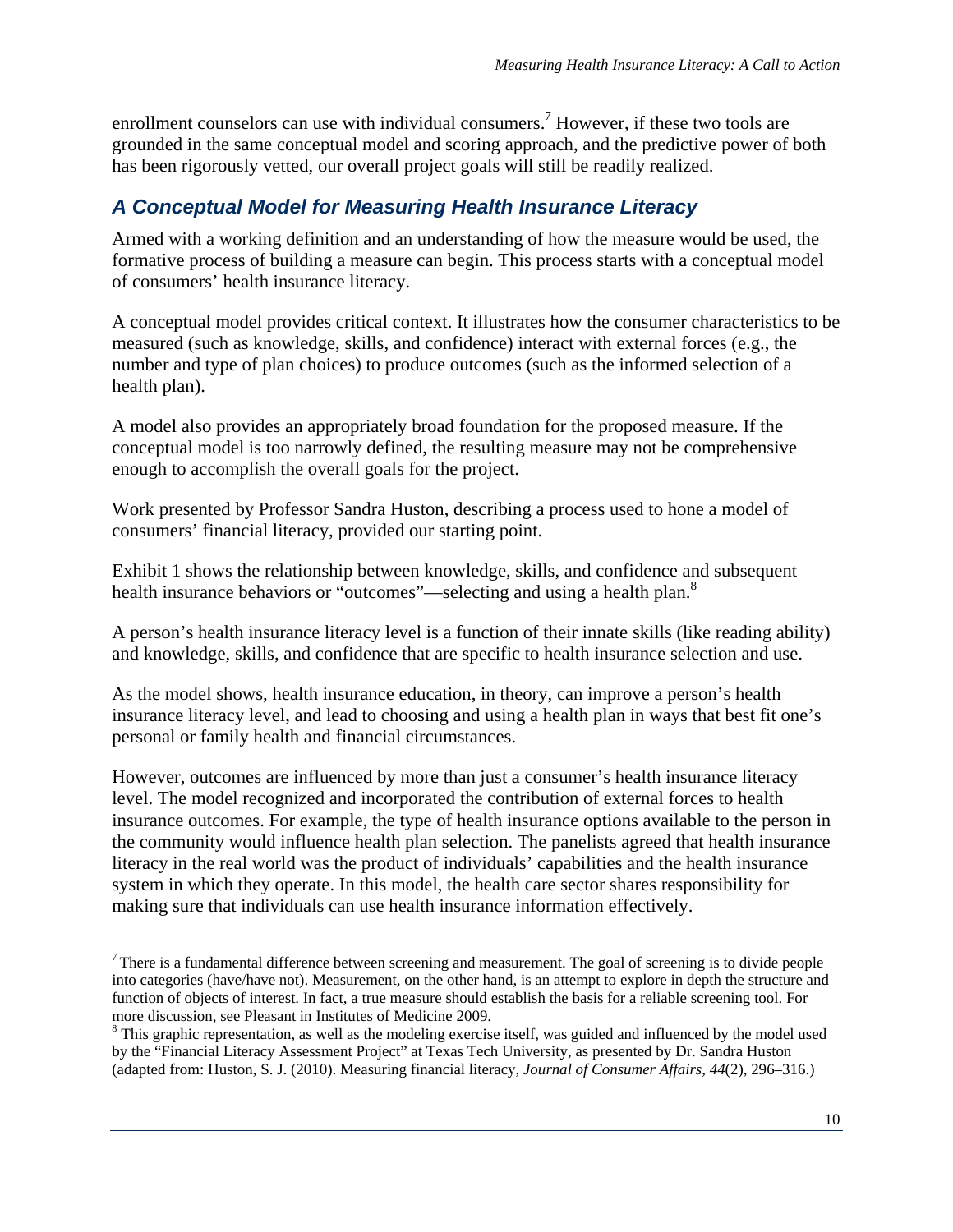enrollment counselors can use with individual consumers.[7] However, if these two tools are grounded in the same conceptual model and scoring approach, and the predictive power of both has been rigorously vetted, our overall project goals will still be readily realized.

## *A Conceptual Model for Measuring Health Insurance Literacy*

Armed with a working definition and an understanding of how the measure would be used, the formative process of building a measure can begin. This process starts with a conceptual model of consumers' health insurance literacy.

A conceptual model provides critical context. It illustrates how the consumer characteristics to be measured (such as knowledge, skills, and confidence) interact with external forces (e.g., the number and type of plan choices) to produce outcomes (such as the informed selection of a health plan).

A model also provides an appropriately broad foundation for the proposed measure. If the conceptual model is too narrowly defined, the resulting measure may not be comprehensive enough to accomplish the overall goals for the project.

Work presented by Professor Sandra Huston, describing a process used to hone a model of consumers' financial literacy, provided our starting point.

Exhibit 1 shows the relationship between knowledge, skills, and confidence and subsequent health insurance behaviors or "outcomes"—selecting and using a health plan.[8]

A person's health insurance literacy level is a function of their innate skills (like reading ability) and knowledge, skills, and confidence that are specific to health insurance selection and use.

As the model shows, health insurance education, in theory, can improve a person's health insurance literacy level, and lead to choosing and using a health plan in ways that best fit one's personal or family health and financial circumstances.

However, outcomes are influenced by more than just a consumer's health insurance literacy level. The model recognized and incorporated the contribution of external forces to health insurance outcomes. For example, the type of health insurance options available to the person in the community would influence health plan selection. The panelists agreed that health insurance literacy in the real world was the product of individuals' capabilities and the health insurance system in which they operate. In this model, the health care sector shares responsibility for making sure that individuals can use health insurance information effectively.

---

[7] There is a fundamental difference between screening and measurement. The goal of screening is to divide people into categories (have/have not). Measurement, on the other hand, is an attempt to explore in depth the structure and function of objects of interest. In fact, a true measure should establish the basis for a reliable screening tool. For more discussion, see Pleasant in Institutes of Medicine 2009.

[8] This graphic representation, as well as the modeling exercise itself, was guided and influenced by the model used by the "Financial Literacy Assessment Project" at Texas Tech University, as presented by Dr. Sandra Huston (adapted from: Huston, S. J. (2010). Measuring financial literacy, *Journal of Consumer Affairs*, *44*(2), 296–316.)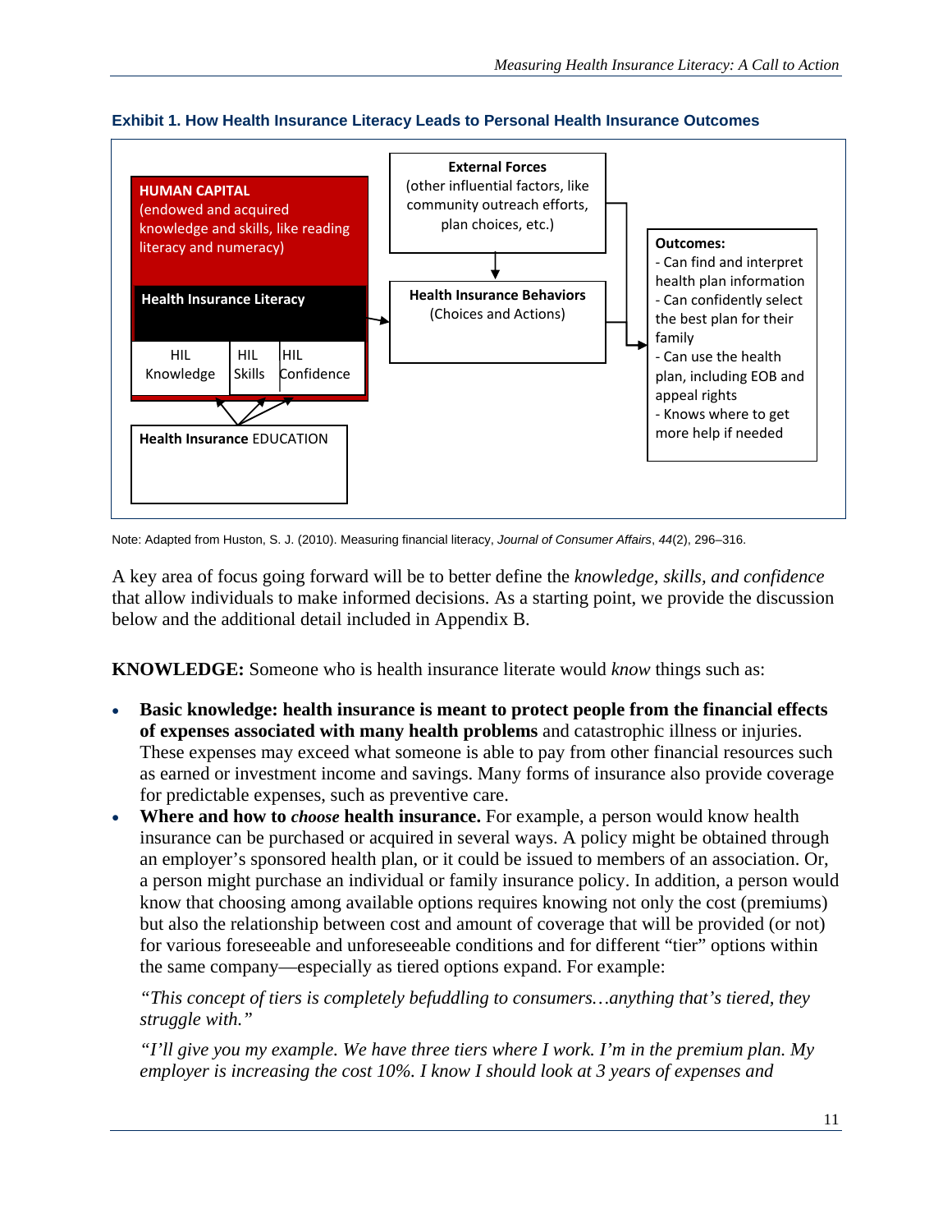**Exhibit 1. How Health Insurance Literacy Leads to Personal Health Insurance Outcomes**

**HUMAN CAPITAL**
(endowed and acquired knowledge and skills, like reading literacy and numeracy)

**Health Insurance Literacy**

| HIL Knowledge | HIL Skills | HIL Confidence |
|---|---|---|

**Health Insurance EDUCATION**

**External Forces**
(other influential factors, like community outreach efforts, plan choices, etc.)

**Health Insurance Behaviors**
(Choices and Actions)

**Outcomes:**
- Can find and interpret health plan information
- Can confidently select the best plan for their family
- Can use the health plan, including EOB and appeal rights
- Knows where to get more help if needed

Note: Adapted from Huston, S. J. (2010). Measuring financial literacy, *Journal of Consumer Affairs*, *44*(2), 296–316.

A key area of focus going forward will be to better define the *knowledge, skills, and confidence* that allow individuals to make informed decisions. As a starting point, we provide the discussion below and the additional detail included in Appendix B.

**KNOWLEDGE:** Someone who is health insurance literate would *know* things such as:

- **Basic knowledge: health insurance is meant to protect people from the financial effects of expenses associated with many health problems** and catastrophic illness or injuries. These expenses may exceed what someone is able to pay from other financial resources such as earned or investment income and savings. Many forms of insurance also provide coverage for predictable expenses, such as preventive care.
- **Where and how to *choose* health insurance.** For example, a person would know health insurance can be purchased or acquired in several ways. A policy might be obtained through an employer's sponsored health plan, or it could be issued to members of an association. Or, a person might purchase an individual or family insurance policy. In addition, a person would know that choosing among available options requires knowing not only the cost (premiums) but also the relationship between cost and amount of coverage that will be provided (or not) for various foreseeable and unforeseeable conditions and for different "tier" options within the same company—especially as tiered options expand. For example:

  *"This concept of tiers is completely befuddling to consumers…anything that's tiered, they struggle with."*

  *"I'll give you my example. We have three tiers where I work. I'm in the premium plan. My employer is increasing the cost 10%. I know I should look at 3 years of expenses and*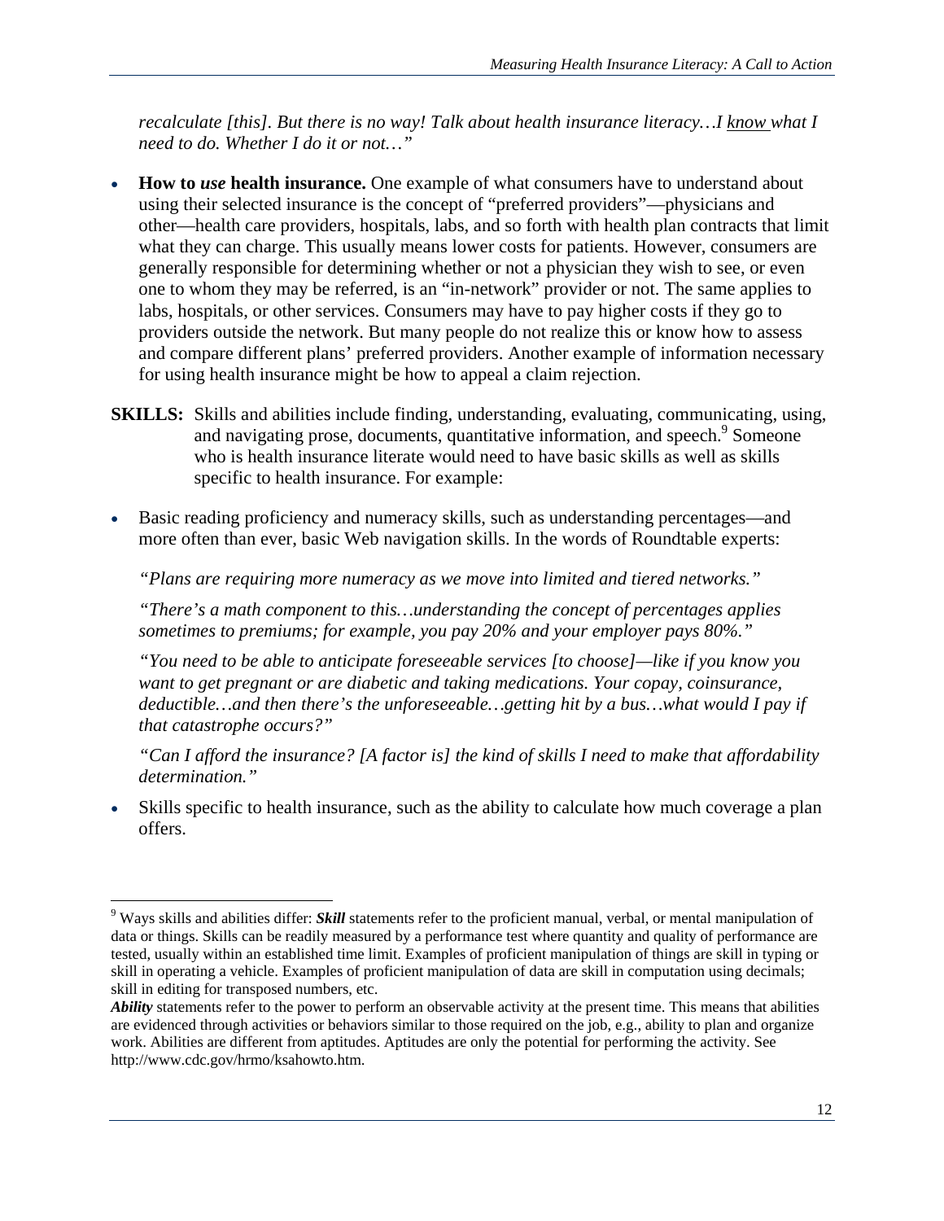*recalculate [this]. But there is no way! Talk about health insurance literacy…I know what I need to do. Whether I do it or not…"*

- **How to *use* health insurance.** One example of what consumers have to understand about using their selected insurance is the concept of "preferred providers"—physicians and other—health care providers, hospitals, labs, and so forth with health plan contracts that limit what they can charge. This usually means lower costs for patients. However, consumers are generally responsible for determining whether or not a physician they wish to see, or even one to whom they may be referred, is an "in-network" provider or not. The same applies to labs, hospitals, or other services. Consumers may have to pay higher costs if they go to providers outside the network. But many people do not realize this or know how to assess and compare different plans' preferred providers. Another example of information necessary for using health insurance might be how to appeal a claim rejection.

**SKILLS:** Skills and abilities include finding, understanding, evaluating, communicating, using, and navigating prose, documents, quantitative information, and speech.[9] Someone who is health insurance literate would need to have basic skills as well as skills specific to health insurance. For example:

- Basic reading proficiency and numeracy skills, such as understanding percentages—and more often than ever, basic Web navigation skills. In the words of Roundtable experts:

  *"Plans are requiring more numeracy as we move into limited and tiered networks."*

  *"There's a math component to this…understanding the concept of percentages applies sometimes to premiums; for example, you pay 20% and your employer pays 80%."*

  *"You need to be able to anticipate foreseeable services [to choose]—like if you know you want to get pregnant or are diabetic and taking medications. Your copay, coinsurance, deductible…and then there's the unforeseeable…getting hit by a bus…what would I pay if that catastrophe occurs?"*

  *"Can I afford the insurance? [A factor is] the kind of skills I need to make that affordability determination."*

- Skills specific to health insurance, such as the ability to calculate how much coverage a plan offers.

---

[9] Ways skills and abilities differ: ***Skill*** statements refer to the proficient manual, verbal, or mental manipulation of data or things. Skills can be readily measured by a performance test where quantity and quality of performance are tested, usually within an established time limit. Examples of proficient manipulation of things are skill in typing or skill in operating a vehicle. Examples of proficient manipulation of data are skill in computation using decimals; skill in editing for transposed numbers, etc.

***Ability*** statements refer to the power to perform an observable activity at the present time. This means that abilities are evidenced through activities or behaviors similar to those required on the job, e.g., ability to plan and organize work. Abilities are different from aptitudes. Aptitudes are only the potential for performing the activity. See http://www.cdc.gov/hrmo/ksahowto.htm.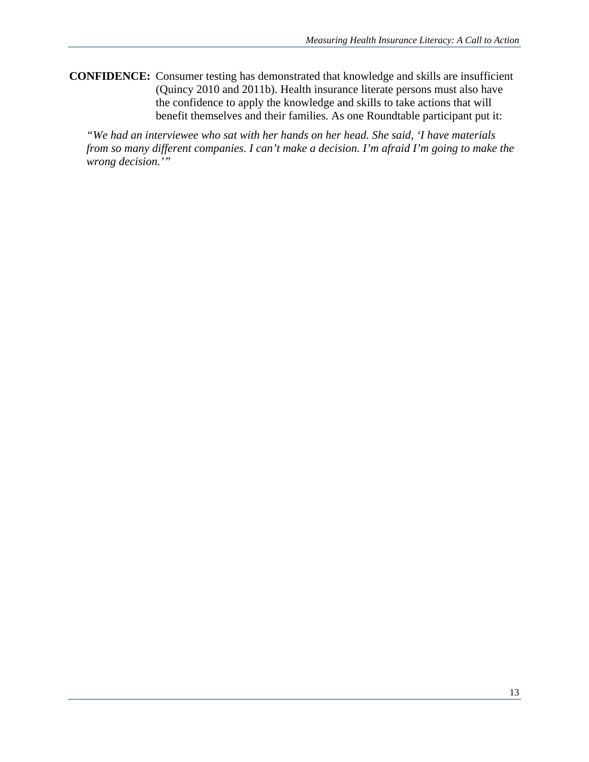**CONFIDENCE:** Consumer testing has demonstrated that knowledge and skills are insufficient (Quincy 2010 and 2011b). Health insurance literate persons must also have the confidence to apply the knowledge and skills to take actions that will benefit themselves and their families. As one Roundtable participant put it:

*"We had an interviewee who sat with her hands on her head. She said, 'I have materials from so many different companies. I can't make a decision. I'm afraid I'm going to make the wrong decision.'"*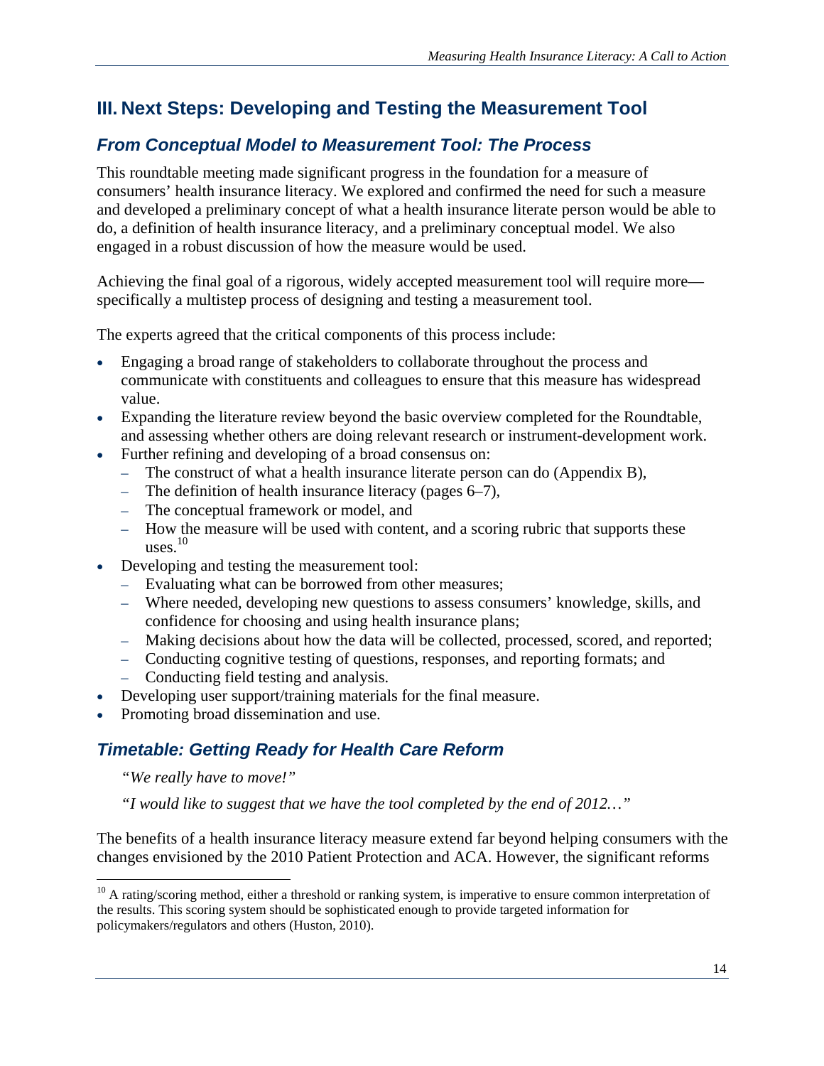## III. Next Steps: Developing and Testing the Measurement Tool

### *From Conceptual Model to Measurement Tool: The Process*

This roundtable meeting made significant progress in the foundation for a measure of consumers' health insurance literacy. We explored and confirmed the need for such a measure and developed a preliminary concept of what a health insurance literate person would be able to do, a definition of health insurance literacy, and a preliminary conceptual model. We also engaged in a robust discussion of how the measure would be used.

Achieving the final goal of a rigorous, widely accepted measurement tool will require more—specifically a multistep process of designing and testing a measurement tool.

The experts agreed that the critical components of this process include:

- Engaging a broad range of stakeholders to collaborate throughout the process and communicate with constituents and colleagues to ensure that this measure has widespread value.
- Expanding the literature review beyond the basic overview completed for the Roundtable, and assessing whether others are doing relevant research or instrument-development work.
- Further refining and developing of a broad consensus on:
  - The construct of what a health insurance literate person can do (Appendix B),
  - The definition of health insurance literacy (pages 6–7),
  - The conceptual framework or model, and
  - How the measure will be used with content, and a scoring rubric that supports these uses.[10]
- Developing and testing the measurement tool:
  - Evaluating what can be borrowed from other measures;
  - Where needed, developing new questions to assess consumers' knowledge, skills, and confidence for choosing and using health insurance plans;
  - Making decisions about how the data will be collected, processed, scored, and reported;
  - Conducting cognitive testing of questions, responses, and reporting formats; and
  - Conducting field testing and analysis.
- Developing user support/training materials for the final measure.
- Promoting broad dissemination and use.

### *Timetable: Getting Ready for Health Care Reform*

> *"We really have to move!"*
>
> *"I would like to suggest that we have the tool completed by the end of 2012…"*

The benefits of a health insurance literacy measure extend far beyond helping consumers with the changes envisioned by the 2010 Patient Protection and ACA. However, the significant reforms

---

[10] A rating/scoring method, either a threshold or ranking system, is imperative to ensure common interpretation of the results. This scoring system should be sophisticated enough to provide targeted information for policymakers/regulators and others (Huston, 2010).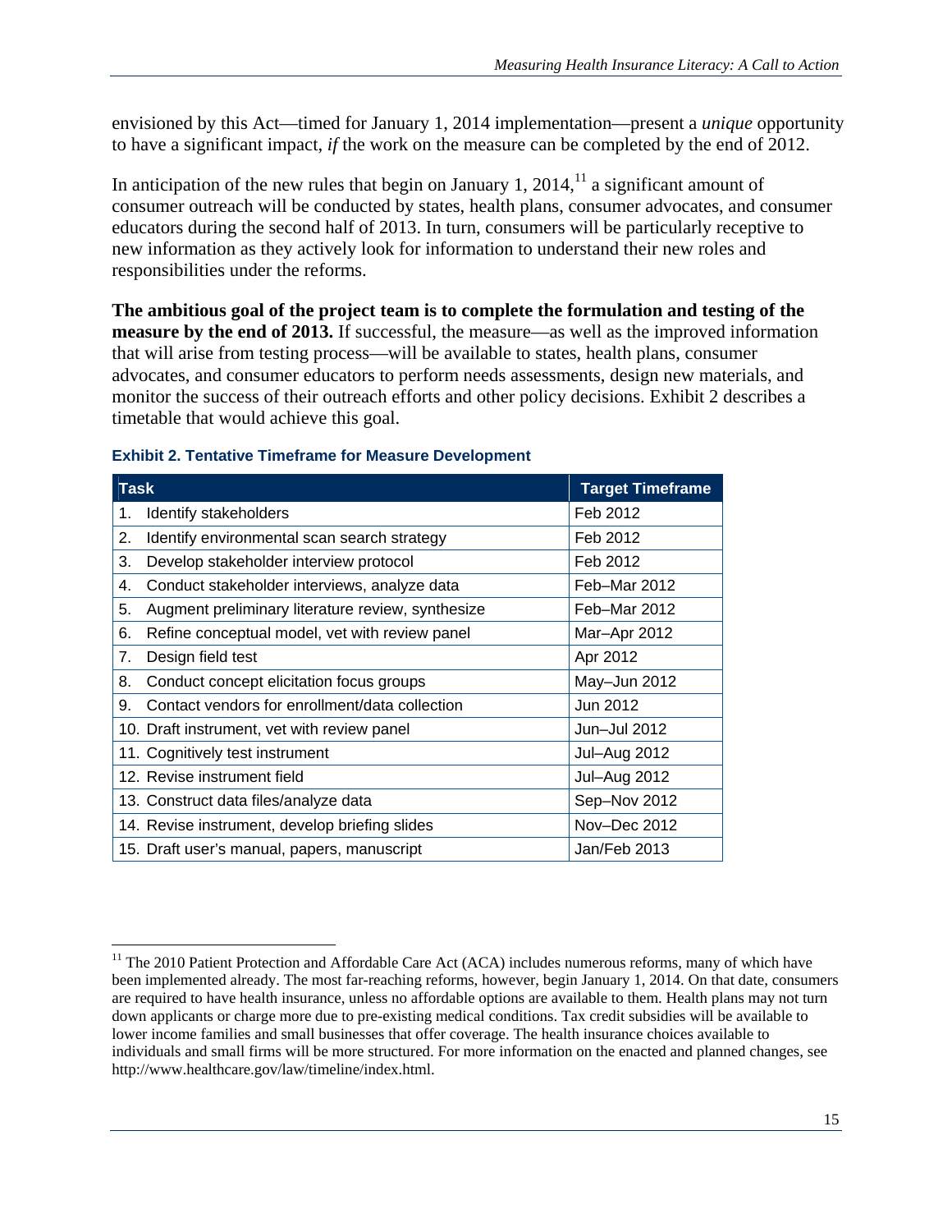envisioned by this Act—timed for January 1, 2014 implementation—present a *unique* opportunity to have a significant impact, *if* the work on the measure can be completed by the end of 2012.

In anticipation of the new rules that begin on January 1, 2014,[11] a significant amount of consumer outreach will be conducted by states, health plans, consumer advocates, and consumer educators during the second half of 2013. In turn, consumers will be particularly receptive to new information as they actively look for information to understand their new roles and responsibilities under the reforms.

**The ambitious goal of the project team is to complete the formulation and testing of the measure by the end of 2013.** If successful, the measure—as well as the improved information that will arise from testing process—will be available to states, health plans, consumer advocates, and consumer educators to perform needs assessments, design new materials, and monitor the success of their outreach efforts and other policy decisions. Exhibit 2 describes a timetable that would achieve this goal.

**Exhibit 2. Tentative Timeframe for Measure Development**

| Task | Target Timeframe |
|---|---|
| 1. Identify stakeholders | Feb 2012 |
| 2. Identify environmental scan search strategy | Feb 2012 |
| 3. Develop stakeholder interview protocol | Feb 2012 |
| 4. Conduct stakeholder interviews, analyze data | Feb–Mar 2012 |
| 5. Augment preliminary literature review, synthesize | Feb–Mar 2012 |
| 6. Refine conceptual model, vet with review panel | Mar–Apr 2012 |
| 7. Design field test | Apr 2012 |
| 8. Conduct concept elicitation focus groups | May–Jun 2012 |
| 9. Contact vendors for enrollment/data collection | Jun 2012 |
| 10. Draft instrument, vet with review panel | Jun–Jul 2012 |
| 11. Cognitively test instrument | Jul–Aug 2012 |
| 12. Revise instrument field | Jul–Aug 2012 |
| 13. Construct data files/analyze data | Sep–Nov 2012 |
| 14. Revise instrument, develop briefing slides | Nov–Dec 2012 |
| 15. Draft user's manual, papers, manuscript | Jan/Feb 2013 |

[11] The 2010 Patient Protection and Affordable Care Act (ACA) includes numerous reforms, many of which have been implemented already. The most far-reaching reforms, however, begin January 1, 2014. On that date, consumers are required to have health insurance, unless no affordable options are available to them. Health plans may not turn down applicants or charge more due to pre-existing medical conditions. Tax credit subsidies will be available to lower income families and small businesses that offer coverage. The health insurance choices available to individuals and small firms will be more structured. For more information on the enacted and planned changes, see http://www.healthcare.gov/law/timeline/index.html.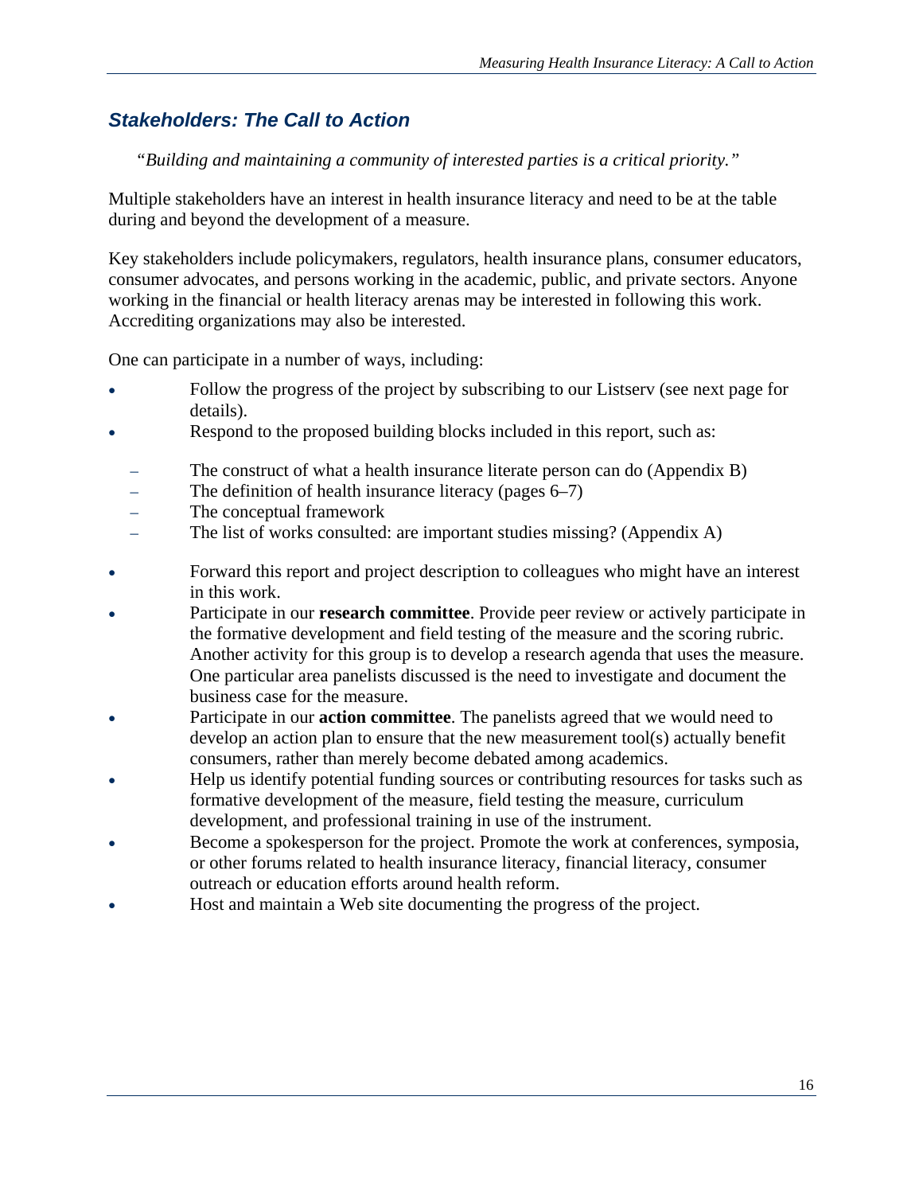## *Stakeholders: The Call to Action*

*"Building and maintaining a community of interested parties is a critical priority."*

Multiple stakeholders have an interest in health insurance literacy and need to be at the table during and beyond the development of a measure.

Key stakeholders include policymakers, regulators, health insurance plans, consumer educators, consumer advocates, and persons working in the academic, public, and private sectors. Anyone working in the financial or health literacy arenas may be interested in following this work. Accrediting organizations may also be interested.

One can participate in a number of ways, including:

- Follow the progress of the project by subscribing to our Listserv (see next page for details).
- Respond to the proposed building blocks included in this report, such as:
  - The construct of what a health insurance literate person can do (Appendix B)
  - The definition of health insurance literacy (pages 6–7)
  - The conceptual framework
  - The list of works consulted: are important studies missing? (Appendix A)
- Forward this report and project description to colleagues who might have an interest in this work.
- Participate in our **research committee**. Provide peer review or actively participate in the formative development and field testing of the measure and the scoring rubric. Another activity for this group is to develop a research agenda that uses the measure. One particular area panelists discussed is the need to investigate and document the business case for the measure.
- Participate in our **action committee**. The panelists agreed that we would need to develop an action plan to ensure that the new measurement tool(s) actually benefit consumers, rather than merely become debated among academics.
- Help us identify potential funding sources or contributing resources for tasks such as formative development of the measure, field testing the measure, curriculum development, and professional training in use of the instrument.
- Become a spokesperson for the project. Promote the work at conferences, symposia, or other forums related to health insurance literacy, financial literacy, consumer outreach or education efforts around health reform.
- Host and maintain a Web site documenting the progress of the project.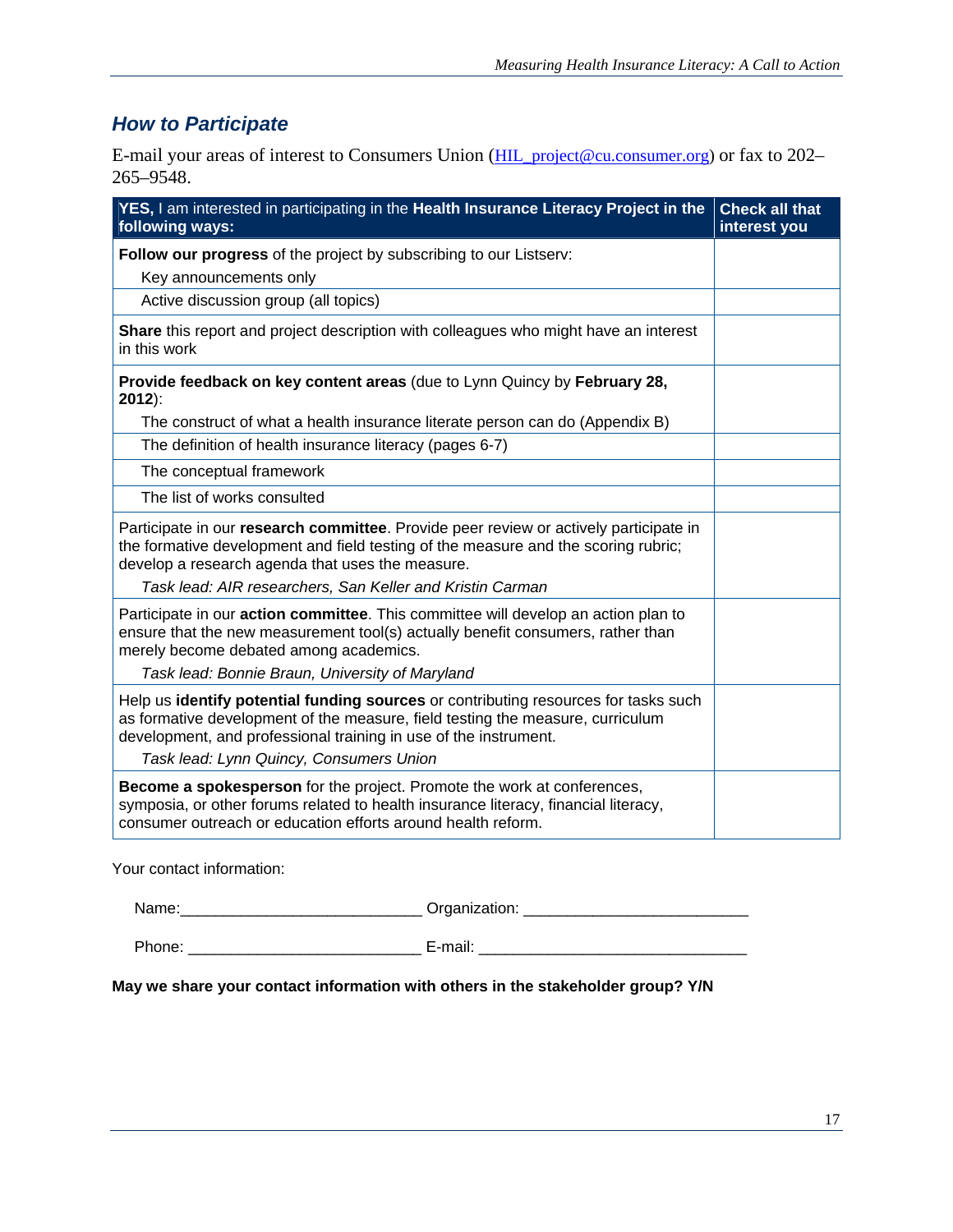## How to Participate

E-mail your areas of interest to Consumers Union (HIL_project@cu.consumer.org) or fax to 202–265–9548.

| **YES,** I am interested in participating in the **Health Insurance Literacy Project in the following ways:** | **Check all that interest you** |
|---|---|
| **Follow our progress** of the project by subscribing to our Listserv:<br>Key announcements only | |
| Active discussion group (all topics) | |
| **Share** this report and project description with colleagues who might have an interest in this work | |
| **Provide feedback on key content areas** (due to Lynn Quincy by **February 28, 2012**):<br>The construct of what a health insurance literate person can do (Appendix B) | |
| The definition of health insurance literacy (pages 6-7) | |
| The conceptual framework | |
| The list of works consulted | |
| Participate in our **research committee**. Provide peer review or actively participate in the formative development and field testing of the measure and the scoring rubric; develop a research agenda that uses the measure.<br>*Task lead: AIR researchers, San Keller and Kristin Carman* | |
| Participate in our **action committee**. This committee will develop an action plan to ensure that the new measurement tool(s) actually benefit consumers, rather than merely become debated among academics.<br>*Task lead: Bonnie Braun, University of Maryland* | |
| Help us **identify potential funding sources** or contributing resources for tasks such as formative development of the measure, field testing the measure, curriculum development, and professional training in use of the instrument.<br>*Task lead: Lynn Quincy, Consumers Union* | |
| **Become a spokesperson** for the project. Promote the work at conferences, symposia, or other forums related to health insurance literacy, financial literacy, consumer outreach or education efforts around health reform. | |

Your contact information:

Name:____________________________ Organization: __________________________

Phone: ___________________________ E-mail: ______________________________

**May we share your contact information with others in the stakeholder group? Y/N**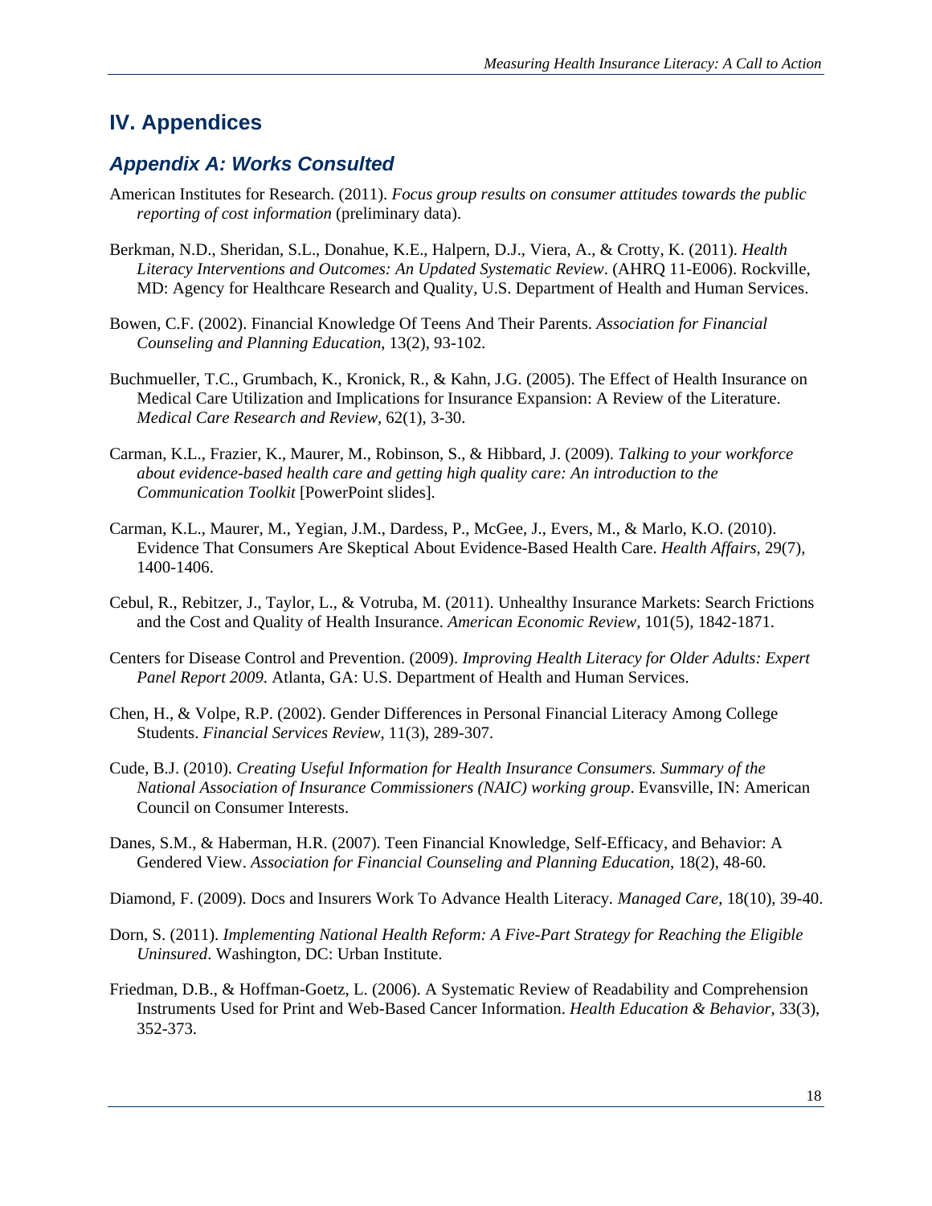## IV. Appendices

### *Appendix A: Works Consulted*

American Institutes for Research. (2011). *Focus group results on consumer attitudes towards the public reporting of cost information* (preliminary data).

Berkman, N.D., Sheridan, S.L., Donahue, K.E., Halpern, D.J., Viera, A., & Crotty, K. (2011). *Health Literacy Interventions and Outcomes: An Updated Systematic Review*. (AHRQ 11-E006). Rockville, MD: Agency for Healthcare Research and Quality, U.S. Department of Health and Human Services.

Bowen, C.F. (2002). Financial Knowledge Of Teens And Their Parents. *Association for Financial Counseling and Planning Education*, 13(2), 93-102.

Buchmueller, T.C., Grumbach, K., Kronick, R., & Kahn, J.G. (2005). The Effect of Health Insurance on Medical Care Utilization and Implications for Insurance Expansion: A Review of the Literature. *Medical Care Research and Review*, 62(1), 3-30.

Carman, K.L., Frazier, K., Maurer, M., Robinson, S., & Hibbard, J. (2009). *Talking to your workforce about evidence-based health care and getting high quality care: An introduction to the Communication Toolkit* [PowerPoint slides].

Carman, K.L., Maurer, M., Yegian, J.M., Dardess, P., McGee, J., Evers, M., & Marlo, K.O. (2010). Evidence That Consumers Are Skeptical About Evidence-Based Health Care. *Health Affairs*, 29(7), 1400-1406.

Cebul, R., Rebitzer, J., Taylor, L., & Votruba, M. (2011). Unhealthy Insurance Markets: Search Frictions and the Cost and Quality of Health Insurance. *American Economic Review*, 101(5), 1842-1871.

Centers for Disease Control and Prevention. (2009). *Improving Health Literacy for Older Adults: Expert Panel Report 2009*. Atlanta, GA: U.S. Department of Health and Human Services.

Chen, H., & Volpe, R.P. (2002). Gender Differences in Personal Financial Literacy Among College Students. *Financial Services Review*, 11(3), 289-307.

Cude, B.J. (2010). *Creating Useful Information for Health Insurance Consumers. Summary of the National Association of Insurance Commissioners (NAIC) working group*. Evansville, IN: American Council on Consumer Interests.

Danes, S.M., & Haberman, H.R. (2007). Teen Financial Knowledge, Self-Efficacy, and Behavior: A Gendered View. *Association for Financial Counseling and Planning Education*, 18(2), 48-60.

Diamond, F. (2009). Docs and Insurers Work To Advance Health Literacy. *Managed Care*, 18(10), 39-40.

Dorn, S. (2011). *Implementing National Health Reform: A Five-Part Strategy for Reaching the Eligible Uninsured*. Washington, DC: Urban Institute.

Friedman, D.B., & Hoffman-Goetz, L. (2006). A Systematic Review of Readability and Comprehension Instruments Used for Print and Web-Based Cancer Information. *Health Education & Behavior*, 33(3), 352-373.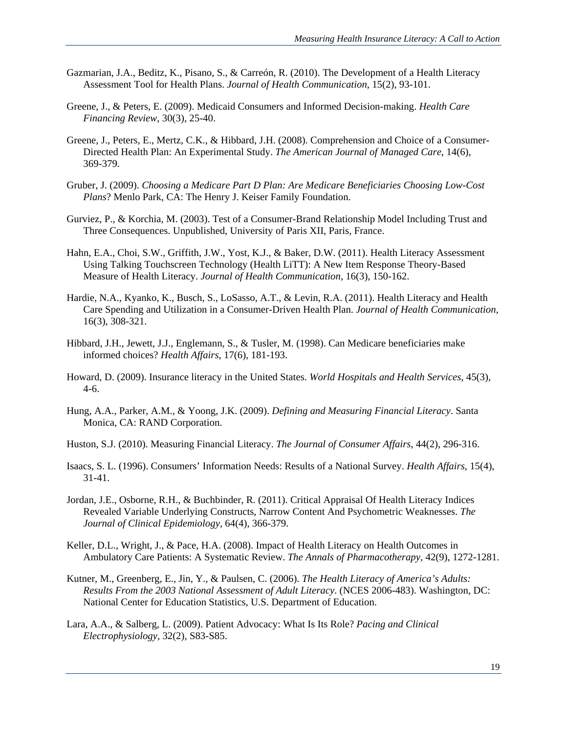Gazmarian, J.A., Beditz, K., Pisano, S., & Carreón, R. (2010). The Development of a Health Literacy Assessment Tool for Health Plans. *Journal of Health Communication*, 15(2), 93-101.

Greene, J., & Peters, E. (2009). Medicaid Consumers and Informed Decision-making. *Health Care Financing Review*, 30(3), 25-40.

Greene, J., Peters, E., Mertz, C.K., & Hibbard, J.H. (2008). Comprehension and Choice of a Consumer-Directed Health Plan: An Experimental Study. *The American Journal of Managed Care*, 14(6), 369-379.

Gruber, J. (2009). *Choosing a Medicare Part D Plan: Are Medicare Beneficiaries Choosing Low-Cost Plans*? Menlo Park, CA: The Henry J. Keiser Family Foundation.

Gurviez, P., & Korchia, M. (2003). Test of a Consumer-Brand Relationship Model Including Trust and Three Consequences. Unpublished, University of Paris XII, Paris, France.

Hahn, E.A., Choi, S.W., Griffith, J.W., Yost, K.J., & Baker, D.W. (2011). Health Literacy Assessment Using Talking Touchscreen Technology (Health LiTT): A New Item Response Theory-Based Measure of Health Literacy. *Journal of Health Communication*, 16(3), 150-162.

Hardie, N.A., Kyanko, K., Busch, S., LoSasso, A.T., & Levin, R.A. (2011). Health Literacy and Health Care Spending and Utilization in a Consumer-Driven Health Plan. *Journal of Health Communication*, 16(3), 308-321.

Hibbard, J.H., Jewett, J.J., Englemann, S., & Tusler, M. (1998). Can Medicare beneficiaries make informed choices? *Health Affairs*, 17(6), 181-193.

Howard, D. (2009). Insurance literacy in the United States. *World Hospitals and Health Services*, 45(3), 4-6.

Hung, A.A., Parker, A.M., & Yoong, J.K. (2009). *Defining and Measuring Financial Literacy*. Santa Monica, CA: RAND Corporation.

Huston, S.J. (2010). Measuring Financial Literacy. *The Journal of Consumer Affairs*, 44(2), 296-316.

Isaacs, S. L. (1996). Consumers' Information Needs: Results of a National Survey. *Health Affairs*, 15(4), 31-41.

Jordan, J.E., Osborne, R.H., & Buchbinder, R. (2011). Critical Appraisal Of Health Literacy Indices Revealed Variable Underlying Constructs, Narrow Content And Psychometric Weaknesses. *The Journal of Clinical Epidemiology*, 64(4), 366-379.

Keller, D.L., Wright, J., & Pace, H.A. (2008). Impact of Health Literacy on Health Outcomes in Ambulatory Care Patients: A Systematic Review. *The Annals of Pharmacotherapy*, 42(9), 1272-1281.

Kutner, M., Greenberg, E., Jin, Y., & Paulsen, C. (2006). *The Health Literacy of America's Adults: Results From the 2003 National Assessment of Adult Literacy*. (NCES 2006-483). Washington, DC: National Center for Education Statistics, U.S. Department of Education.

Lara, A.A., & Salberg, L. (2009). Patient Advocacy: What Is Its Role? *Pacing and Clinical Electrophysiology*, 32(2), S83-S85.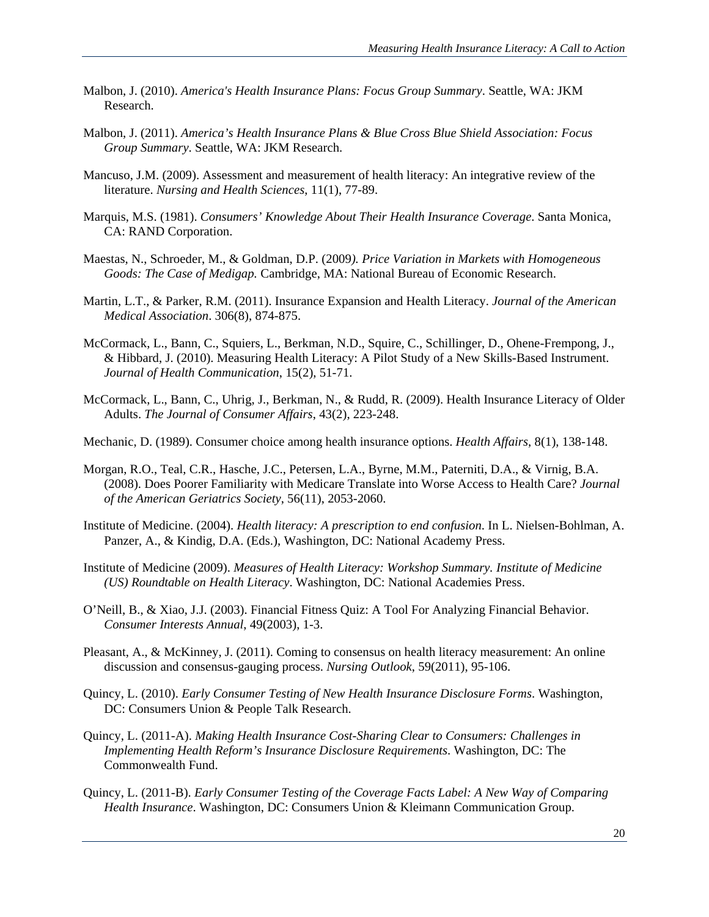Malbon, J. (2010). *America's Health Insurance Plans: Focus Group Summary*. Seattle, WA: JKM Research.

Malbon, J. (2011). *America's Health Insurance Plans & Blue Cross Blue Shield Association: Focus Group Summary*. Seattle, WA: JKM Research.

Mancuso, J.M. (2009). Assessment and measurement of health literacy: An integrative review of the literature. *Nursing and Health Sciences*, 11(1), 77-89.

Marquis, M.S. (1981). *Consumers' Knowledge About Their Health Insurance Coverage*. Santa Monica, CA: RAND Corporation.

Maestas, N., Schroeder, M., & Goldman, D.P. (2009*). Price Variation in Markets with Homogeneous Goods: The Case of Medigap*. Cambridge, MA: National Bureau of Economic Research.

Martin, L.T., & Parker, R.M. (2011). Insurance Expansion and Health Literacy. *Journal of the American Medical Association*. 306(8), 874-875.

McCormack, L., Bann, C., Squiers, L., Berkman, N.D., Squire, C., Schillinger, D., Ohene-Frempong, J., & Hibbard, J. (2010). Measuring Health Literacy: A Pilot Study of a New Skills-Based Instrument. *Journal of Health Communication*, 15(2), 51-71.

McCormack, L., Bann, C., Uhrig, J., Berkman, N., & Rudd, R. (2009). Health Insurance Literacy of Older Adults. *The Journal of Consumer Affairs*, 43(2), 223-248.

Mechanic, D. (1989). Consumer choice among health insurance options. *Health Affairs*, 8(1), 138-148.

Morgan, R.O., Teal, C.R., Hasche, J.C., Petersen, L.A., Byrne, M.M., Paterniti, D.A., & Virnig, B.A. (2008). Does Poorer Familiarity with Medicare Translate into Worse Access to Health Care? *Journal of the American Geriatrics Society*, 56(11), 2053-2060.

Institute of Medicine. (2004). *Health literacy: A prescription to end confusion*. In L. Nielsen-Bohlman, A. Panzer, A., & Kindig, D.A. (Eds.), Washington, DC: National Academy Press.

Institute of Medicine (2009). *Measures of Health Literacy: Workshop Summary. Institute of Medicine (US) Roundtable on Health Literacy*. Washington, DC: National Academies Press.

O'Neill, B., & Xiao, J.J. (2003). Financial Fitness Quiz: A Tool For Analyzing Financial Behavior. *Consumer Interests Annual*, 49(2003), 1-3.

Pleasant, A., & McKinney, J. (2011). Coming to consensus on health literacy measurement: An online discussion and consensus-gauging process. *Nursing Outlook*, 59(2011), 95-106.

Quincy, L. (2010). *Early Consumer Testing of New Health Insurance Disclosure Forms*. Washington, DC: Consumers Union & People Talk Research.

Quincy, L. (2011-A). *Making Health Insurance Cost-Sharing Clear to Consumers: Challenges in Implementing Health Reform's Insurance Disclosure Requirements*. Washington, DC: The Commonwealth Fund.

Quincy, L. (2011-B). *Early Consumer Testing of the Coverage Facts Label: A New Way of Comparing Health Insurance*. Washington, DC: Consumers Union & Kleimann Communication Group.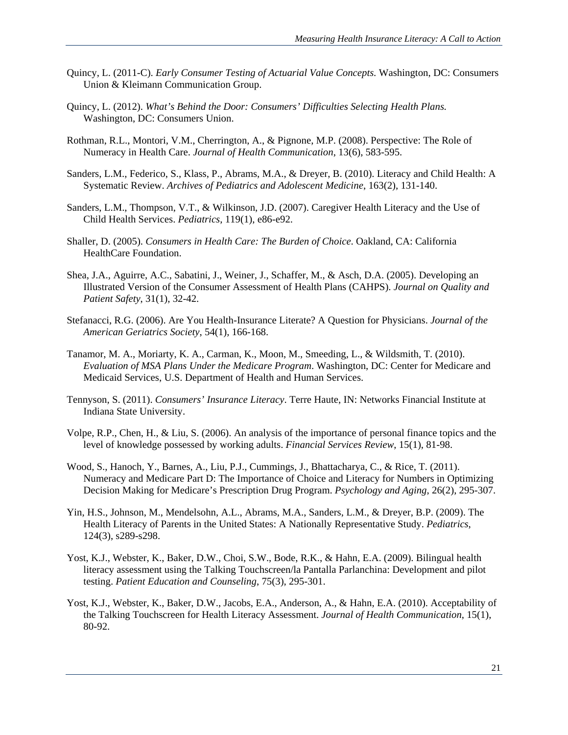Quincy, L. (2011-C). *Early Consumer Testing of Actuarial Value Concepts.* Washington, DC: Consumers Union & Kleimann Communication Group.

Quincy, L. (2012). *What's Behind the Door: Consumers' Difficulties Selecting Health Plans.* Washington, DC: Consumers Union.

Rothman, R.L., Montori, V.M., Cherrington, A., & Pignone, M.P. (2008). Perspective: The Role of Numeracy in Health Care. *Journal of Health Communication*, 13(6), 583-595.

Sanders, L.M., Federico, S., Klass, P., Abrams, M.A., & Dreyer, B. (2010). Literacy and Child Health: A Systematic Review. *Archives of Pediatrics and Adolescent Medicine*, 163(2), 131-140.

Sanders, L.M., Thompson, V.T., & Wilkinson, J.D. (2007). Caregiver Health Literacy and the Use of Child Health Services. *Pediatrics*, 119(1), e86-e92.

Shaller, D. (2005). *Consumers in Health Care: The Burden of Choice*. Oakland, CA: California HealthCare Foundation.

Shea, J.A., Aguirre, A.C., Sabatini, J., Weiner, J., Schaffer, M., & Asch, D.A. (2005). Developing an Illustrated Version of the Consumer Assessment of Health Plans (CAHPS). *Journal on Quality and Patient Safety*, 31(1), 32-42.

Stefanacci, R.G. (2006). Are You Health-Insurance Literate? A Question for Physicians. *Journal of the American Geriatrics Society*, 54(1), 166-168.

Tanamor, M. A., Moriarty, K. A., Carman, K., Moon, M., Smeeding, L., & Wildsmith, T. (2010). *Evaluation of MSA Plans Under the Medicare Program*. Washington, DC: Center for Medicare and Medicaid Services, U.S. Department of Health and Human Services.

Tennyson, S. (2011). *Consumers' Insurance Literacy*. Terre Haute, IN: Networks Financial Institute at Indiana State University.

Volpe, R.P., Chen, H., & Liu, S. (2006). An analysis of the importance of personal finance topics and the level of knowledge possessed by working adults. *Financial Services Review*, 15(1), 81-98.

Wood, S., Hanoch, Y., Barnes, A., Liu, P.J., Cummings, J., Bhattacharya, C., & Rice, T. (2011). Numeracy and Medicare Part D: The Importance of Choice and Literacy for Numbers in Optimizing Decision Making for Medicare's Prescription Drug Program. *Psychology and Aging*, 26(2), 295-307.

Yin, H.S., Johnson, M., Mendelsohn, A.L., Abrams, M.A., Sanders, L.M., & Dreyer, B.P. (2009). The Health Literacy of Parents in the United States: A Nationally Representative Study. *Pediatrics*, 124(3), s289-s298.

Yost, K.J., Webster, K., Baker, D.W., Choi, S.W., Bode, R.K., & Hahn, E.A. (2009). Bilingual health literacy assessment using the Talking Touchscreen/la Pantalla Parlanchina: Development and pilot testing. *Patient Education and Counseling*, 75(3), 295-301.

Yost, K.J., Webster, K., Baker, D.W., Jacobs, E.A., Anderson, A., & Hahn, E.A. (2010). Acceptability of the Talking Touchscreen for Health Literacy Assessment. *Journal of Health Communication*, 15(1), 80-92.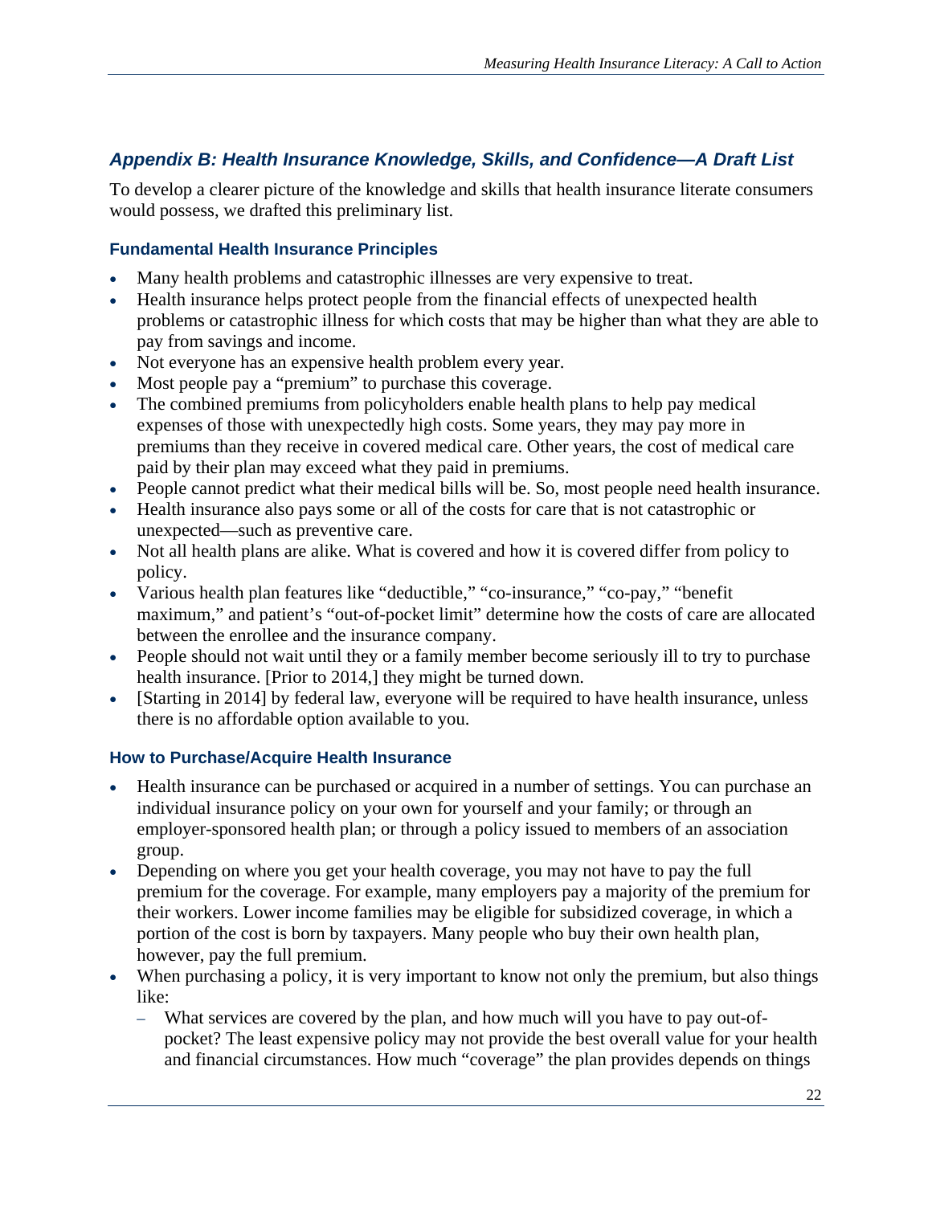## *Appendix B: Health Insurance Knowledge, Skills, and Confidence—A Draft List*

To develop a clearer picture of the knowledge and skills that health insurance literate consumers would possess, we drafted this preliminary list.

### Fundamental Health Insurance Principles

- Many health problems and catastrophic illnesses are very expensive to treat.
- Health insurance helps protect people from the financial effects of unexpected health problems or catastrophic illness for which costs that may be higher than what they are able to pay from savings and income.
- Not everyone has an expensive health problem every year.
- Most people pay a "premium" to purchase this coverage.
- The combined premiums from policyholders enable health plans to help pay medical expenses of those with unexpectedly high costs. Some years, they may pay more in premiums than they receive in covered medical care. Other years, the cost of medical care paid by their plan may exceed what they paid in premiums.
- People cannot predict what their medical bills will be. So, most people need health insurance.
- Health insurance also pays some or all of the costs for care that is not catastrophic or unexpected—such as preventive care.
- Not all health plans are alike. What is covered and how it is covered differ from policy to policy.
- Various health plan features like "deductible," "co-insurance," "co-pay," "benefit maximum," and patient's "out-of-pocket limit" determine how the costs of care are allocated between the enrollee and the insurance company.
- People should not wait until they or a family member become seriously ill to try to purchase health insurance. [Prior to 2014,] they might be turned down.
- [Starting in 2014] by federal law, everyone will be required to have health insurance, unless there is no affordable option available to you.

### How to Purchase/Acquire Health Insurance

- Health insurance can be purchased or acquired in a number of settings. You can purchase an individual insurance policy on your own for yourself and your family; or through an employer-sponsored health plan; or through a policy issued to members of an association group.
- Depending on where you get your health coverage, you may not have to pay the full premium for the coverage. For example, many employers pay a majority of the premium for their workers. Lower income families may be eligible for subsidized coverage, in which a portion of the cost is born by taxpayers. Many people who buy their own health plan, however, pay the full premium.
- When purchasing a policy, it is very important to know not only the premium, but also things like:
  - What services are covered by the plan, and how much will you have to pay out-of-pocket? The least expensive policy may not provide the best overall value for your health and financial circumstances. How much "coverage" the plan provides depends on things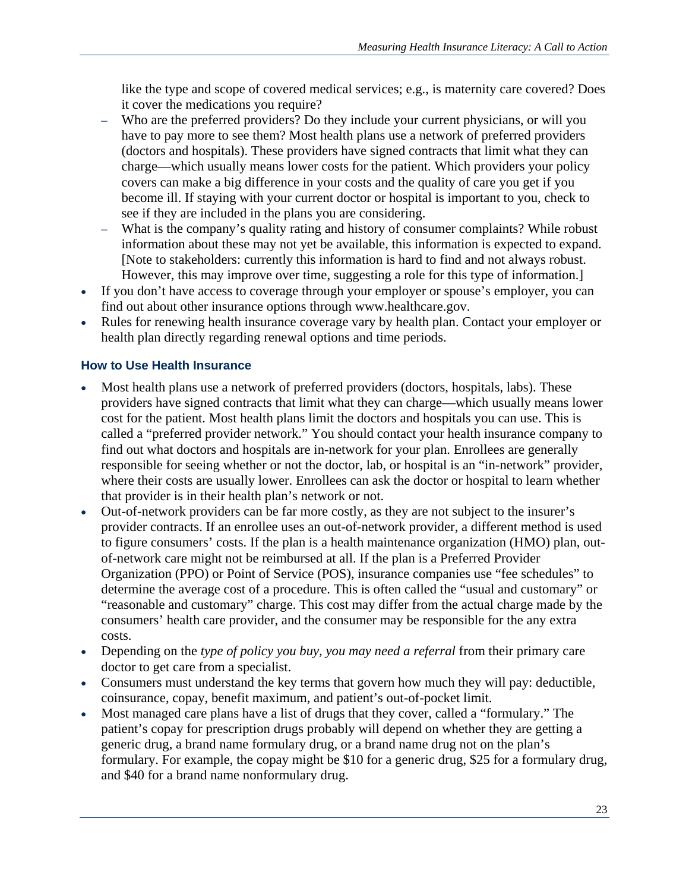like the type and scope of covered medical services; e.g., is maternity care covered? Does it cover the medications you require?

  - Who are the preferred providers? Do they include your current physicians, or will you have to pay more to see them? Most health plans use a network of preferred providers (doctors and hospitals). These providers have signed contracts that limit what they can charge—which usually means lower costs for the patient. Which providers your policy covers can make a big difference in your costs and the quality of care you get if you become ill. If staying with your current doctor or hospital is important to you, check to see if they are included in the plans you are considering.
  - What is the company's quality rating and history of consumer complaints? While robust information about these may not yet be available, this information is expected to expand. [Note to stakeholders: currently this information is hard to find and not always robust. However, this may improve over time, suggesting a role for this type of information.]
- If you don't have access to coverage through your employer or spouse's employer, you can find out about other insurance options through www.healthcare.gov.
- Rules for renewing health insurance coverage vary by health plan. Contact your employer or health plan directly regarding renewal options and time periods.

### How to Use Health Insurance

- Most health plans use a network of preferred providers (doctors, hospitals, labs). These providers have signed contracts that limit what they can charge—which usually means lower cost for the patient. Most health plans limit the doctors and hospitals you can use. This is called a "preferred provider network." You should contact your health insurance company to find out what doctors and hospitals are in-network for your plan. Enrollees are generally responsible for seeing whether or not the doctor, lab, or hospital is an "in-network" provider, where their costs are usually lower. Enrollees can ask the doctor or hospital to learn whether that provider is in their health plan's network or not.
- Out-of-network providers can be far more costly, as they are not subject to the insurer's provider contracts. If an enrollee uses an out-of-network provider, a different method is used to figure consumers' costs. If the plan is a health maintenance organization (HMO) plan, out-of-network care might not be reimbursed at all. If the plan is a Preferred Provider Organization (PPO) or Point of Service (POS), insurance companies use "fee schedules" to determine the average cost of a procedure. This is often called the "usual and customary" or "reasonable and customary" charge. This cost may differ from the actual charge made by the consumers' health care provider, and the consumer may be responsible for the any extra costs.
- Depending on the *type of policy you buy, you may need a referral* from their primary care doctor to get care from a specialist.
- Consumers must understand the key terms that govern how much they will pay: deductible, coinsurance, copay, benefit maximum, and patient's out-of-pocket limit.
- Most managed care plans have a list of drugs that they cover, called a "formulary." The patient's copay for prescription drugs probably will depend on whether they are getting a generic drug, a brand name formulary drug, or a brand name drug not on the plan's formulary. For example, the copay might be $10 for a generic drug, $25 for a formulary drug, and $40 for a brand name nonformulary drug.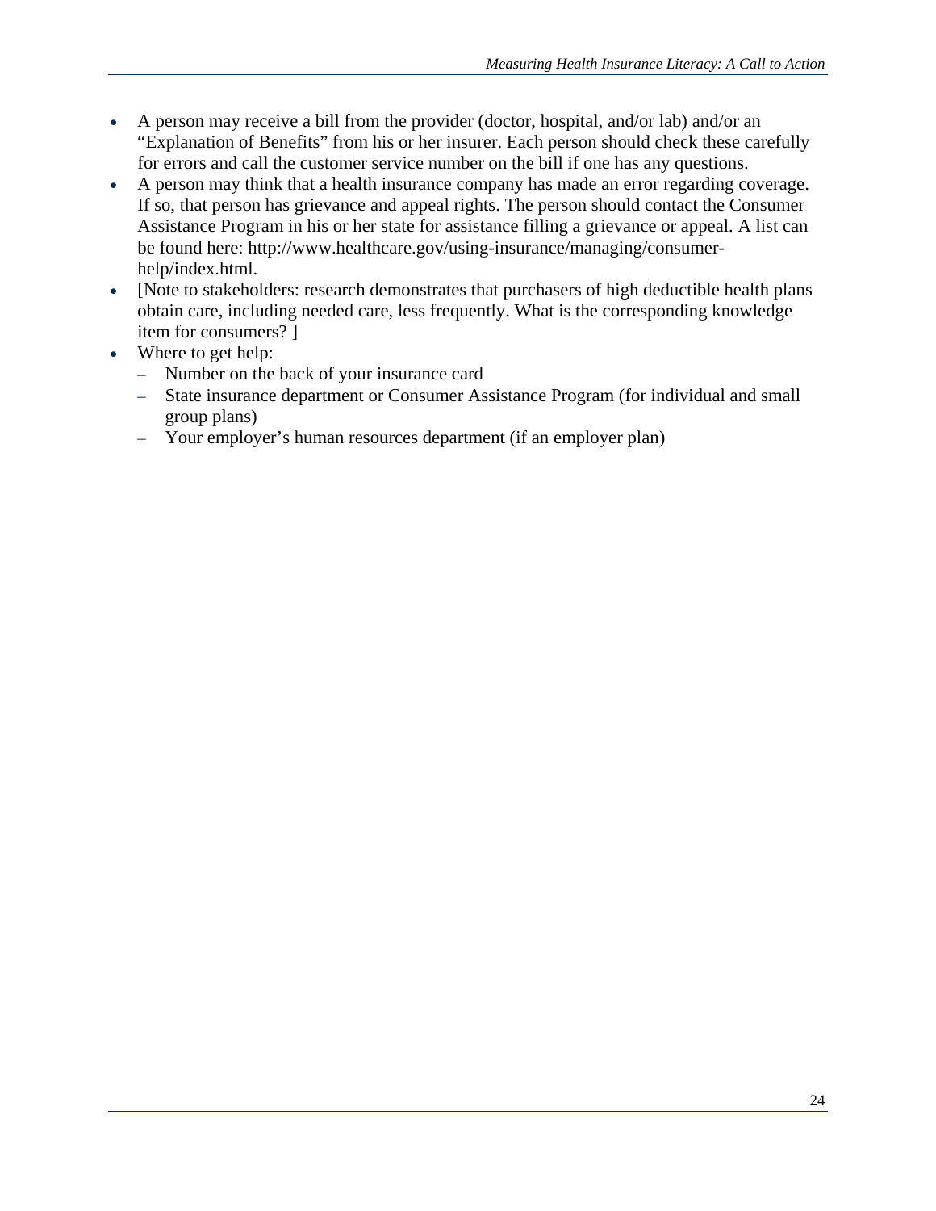- A person may receive a bill from the provider (doctor, hospital, and/or lab) and/or an "Explanation of Benefits" from his or her insurer. Each person should check these carefully for errors and call the customer service number on the bill if one has any questions.
- A person may think that a health insurance company has made an error regarding coverage. If so, that person has grievance and appeal rights. The person should contact the Consumer Assistance Program in his or her state for assistance filling a grievance or appeal. A list can be found here: http://www.healthcare.gov/using-insurance/managing/consumer-help/index.html.
- [Note to stakeholders: research demonstrates that purchasers of high deductible health plans obtain care, including needed care, less frequently. What is the corresponding knowledge item for consumers? ]
- Where to get help:
  - Number on the back of your insurance card
  - State insurance department or Consumer Assistance Program (for individual and small group plans)
  - Your employer's human resources department (if an employer plan)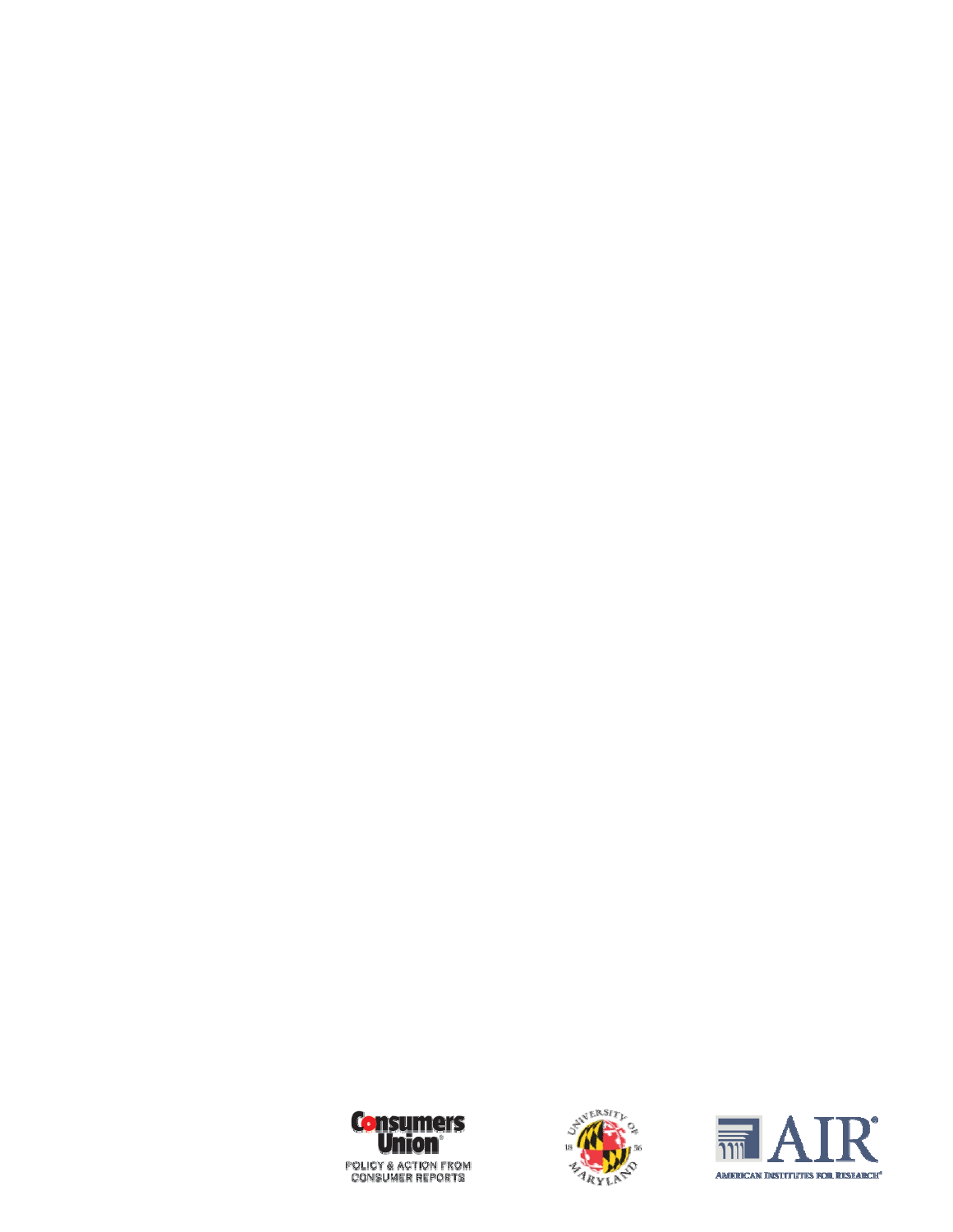Consumers Union

POLICY & ACTION FROM CONSUMER REPORTS

UNIVERSITY OF MARYLAND

AIR

AMERICAN INSTITUTES FOR RESEARCH